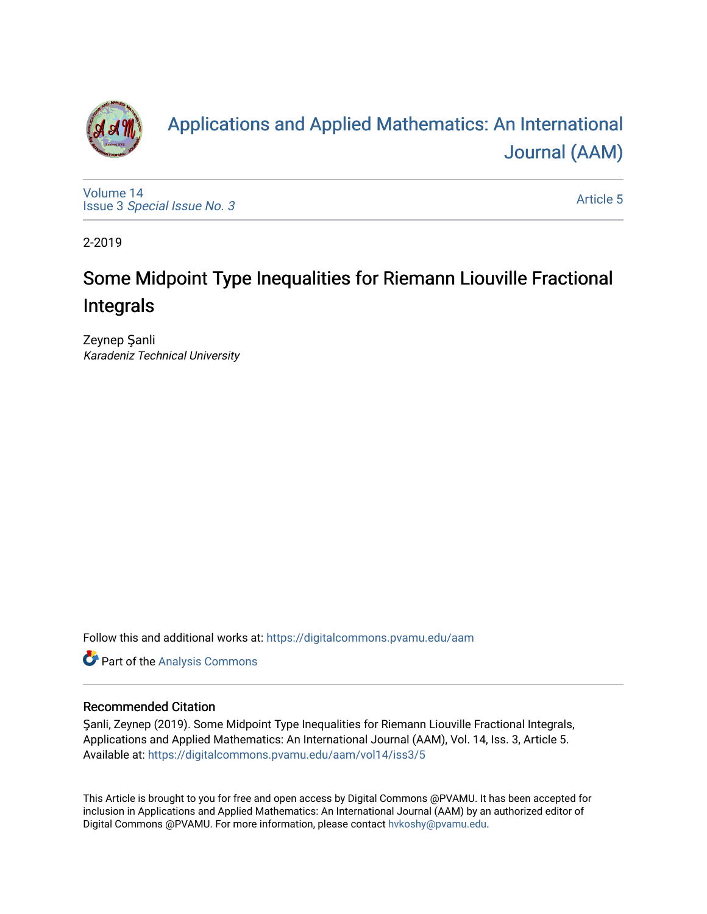# Applications and Applied Mathematics: An International Journal (AAM)

Volume 14
Issue 3 *Special Issue No. 3*

Article 5

2-2019

# Some Midpoint Type Inequalities for Riemann Liouville Fractional Integrals

Zeynep Şanli
*Karadeniz Technical University*

Follow this and additional works at: https://digitalcommons.pvamu.edu/aam

Part of the Analysis Commons

### Recommended Citation

Şanli, Zeynep (2019). Some Midpoint Type Inequalities for Riemann Liouville Fractional Integrals, Applications and Applied Mathematics: An International Journal (AAM), Vol. 14, Iss. 3, Article 5.
Available at: https://digitalcommons.pvamu.edu/aam/vol14/iss3/5

This Article is brought to you for free and open access by Digital Commons @PVAMU. It has been accepted for inclusion in Applications and Applied Mathematics: An International Journal (AAM) by an authorized editor of Digital Commons @PVAMU. For more information, please contact hvkoshy@pvamu.edu.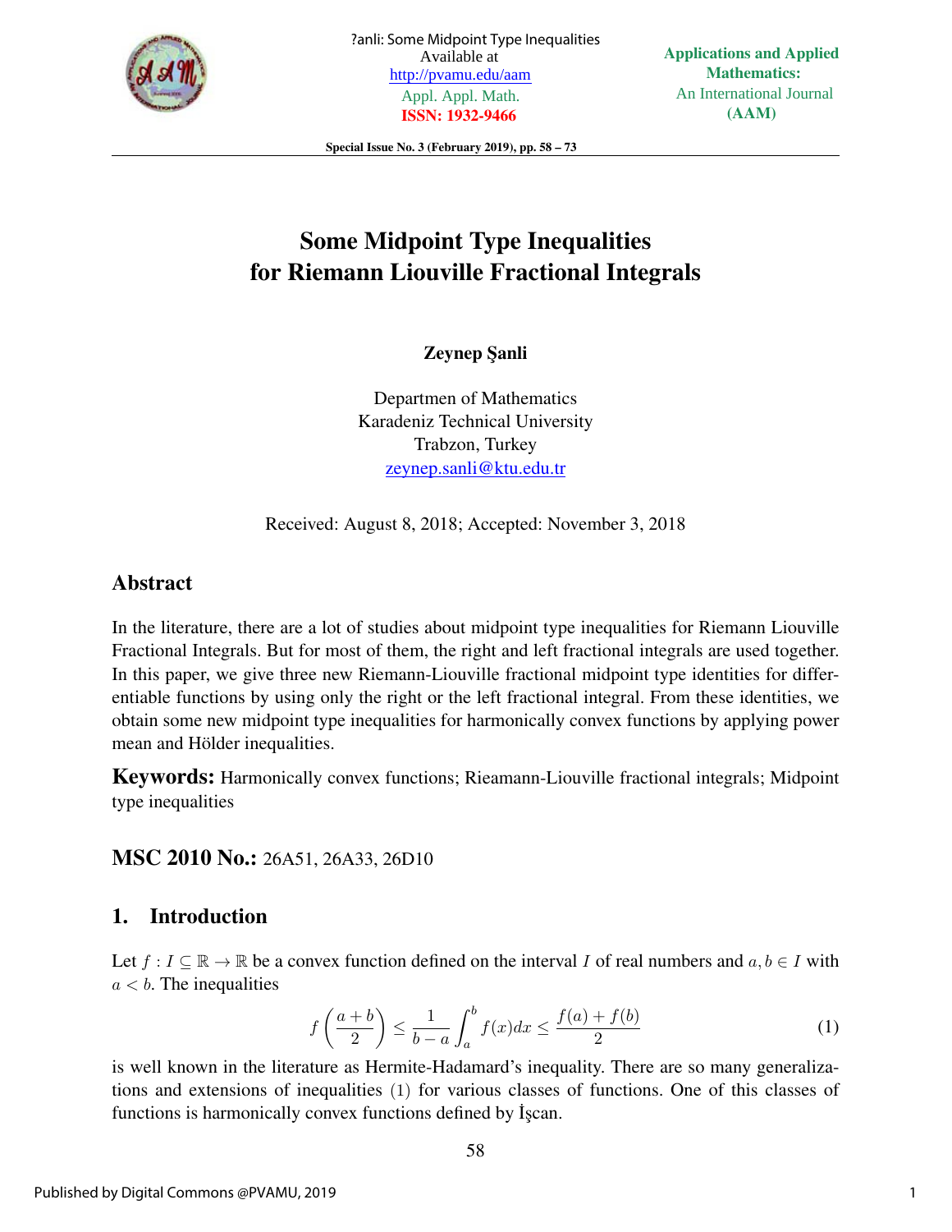# Some Midpoint Type Inequalities for Riemann Liouville Fractional Integrals

**Zeynep Şanli**

Departmen of Mathematics
Karadeniz Technical University
Trabzon, Turkey
zeynep.sanli@ktu.edu.tr

Received: August 8, 2018; Accepted: November 3, 2018

## Abstract

In the literature, there are a lot of studies about midpoint type inequalities for Riemann Liouville Fractional Integrals. But for most of them, the right and left fractional integrals are used together. In this paper, we give three new Riemann-Liouville fractional midpoint type identities for differentiable functions by using only the right or the left fractional integral. From these identities, we obtain some new midpoint type inequalities for harmonically convex functions by applying power mean and Hölder inequalities.

**Keywords:** Harmonically convex functions; Rieamann-Liouville fractional integrals; Midpoint type inequalities

**MSC 2010 No.:** 26A51, 26A33, 26D10

## 1. Introduction

Let $f : I \subseteq \mathbb{R} \to \mathbb{R}$ be a convex function defined on the interval $I$ of real numbers and $a, b \in I$ with $a < b$. The inequalities

$$f\left(\frac{a+b}{2}\right) \leq \frac{1}{b-a}\int_a^b f(x)dx \leq \frac{f(a)+f(b)}{2} \tag{1}$$

is well known in the literature as Hermite-Hadamard's inequality. There are so many generalizations and extensions of inequalities $(1)$ for various classes of functions. One of this classes of functions is harmonically convex functions defined by İşcan.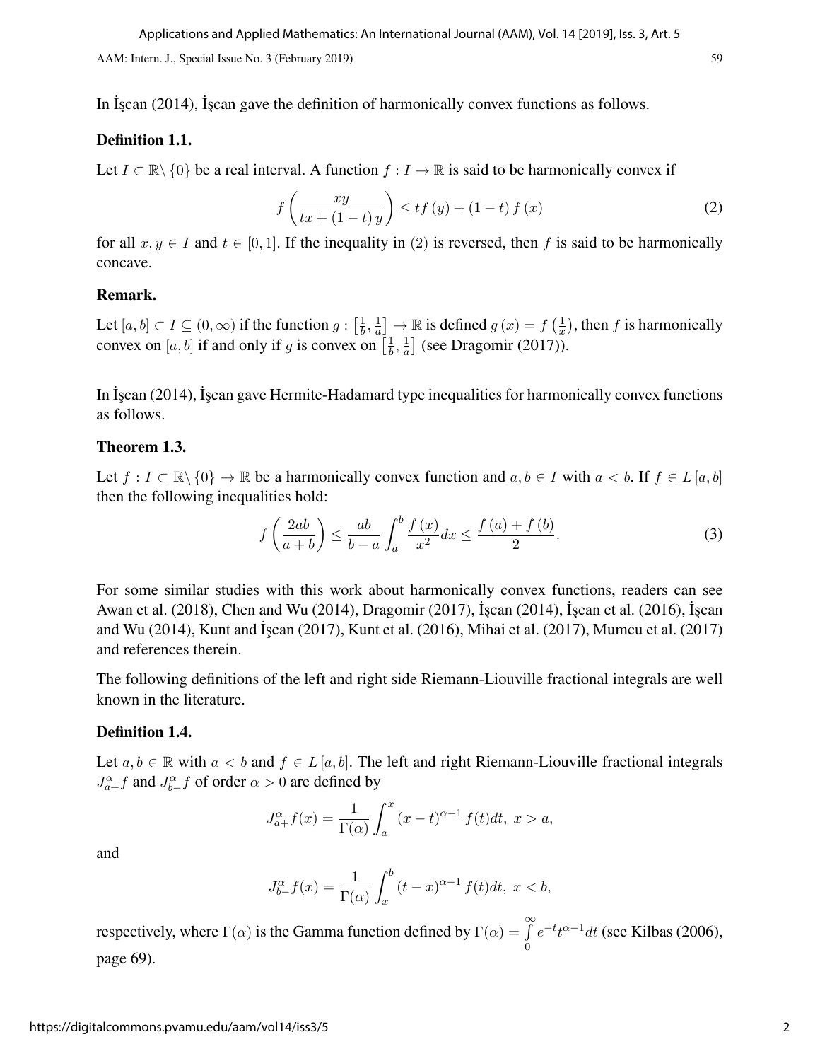In İşcan (2014), İşcan gave the definition of harmonically convex functions as follows.

### Definition 1.1.

Let $I \subset \mathbb{R} \backslash \{0\}$ be a real interval. A function $f : I \to \mathbb{R}$ is said to be harmonically convex if

$$f\left(\frac{xy}{tx + (1-t)y}\right) \leq tf(y) + (1-t)f(x) \tag{2}$$

for all $x, y \in I$ and $t \in [0, 1]$. If the inequality in $(2)$ is reversed, then $f$ is said to be harmonically concave.

### Remark.

Let $[a, b] \subset I \subseteq (0, \infty)$ if the function $g : \left[\frac{1}{b}, \frac{1}{a}\right] \to \mathbb{R}$ is defined $g(x) = f\left(\frac{1}{x}\right)$, then $f$ is harmonically convex on $[a, b]$ if and only if $g$ is convex on $\left[\frac{1}{b}, \frac{1}{a}\right]$ (see Dragomir (2017)).

In İşcan (2014), İşcan gave Hermite-Hadamard type inequalities for harmonically convex functions as follows.

### Theorem 1.3.

Let $f : I \subset \mathbb{R} \backslash \{0\} \to \mathbb{R}$ be a harmonically convex function and $a, b \in I$ with $a < b$. If $f \in L[a, b]$ then the following inequalities hold:

$$f\left(\frac{2ab}{a+b}\right) \leq \frac{ab}{b-a} \int_a^b \frac{f(x)}{x^2} dx \leq \frac{f(a) + f(b)}{2}. \tag{3}$$

For some similar studies with this work about harmonically convex functions, readers can see Awan et al. (2018), Chen and Wu (2014), Dragomir (2017), İşcan (2014), İşcan et al. (2016), İşcan and Wu (2014), Kunt and İşcan (2017), Kunt et al. (2016), Mihai et al. (2017), Mumcu et al. (2017) and references therein.

The following definitions of the left and right side Riemann-Liouville fractional integrals are well known in the literature.

### Definition 1.4.

Let $a, b \in \mathbb{R}$ with $a < b$ and $f \in L[a, b]$. The left and right Riemann-Liouville fractional integrals $J_{a+}^{\alpha} f$ and $J_{b-}^{\alpha} f$ of order $\alpha > 0$ are defined by

$$J_{a+}^{\alpha} f(x) = \frac{1}{\Gamma(\alpha)} \int_a^x (x-t)^{\alpha-1} f(t) dt, \ x > a,$$

and

$$J_{b-}^{\alpha} f(x) = \frac{1}{\Gamma(\alpha)} \int_x^b (t-x)^{\alpha-1} f(t) dt, \ x < b,$$

respectively, where $\Gamma(\alpha)$ is the Gamma function defined by $\Gamma(\alpha) = \int\limits_0^{\infty} e^{-t} t^{\alpha-1} dt$ (see Kilbas (2006), page 69).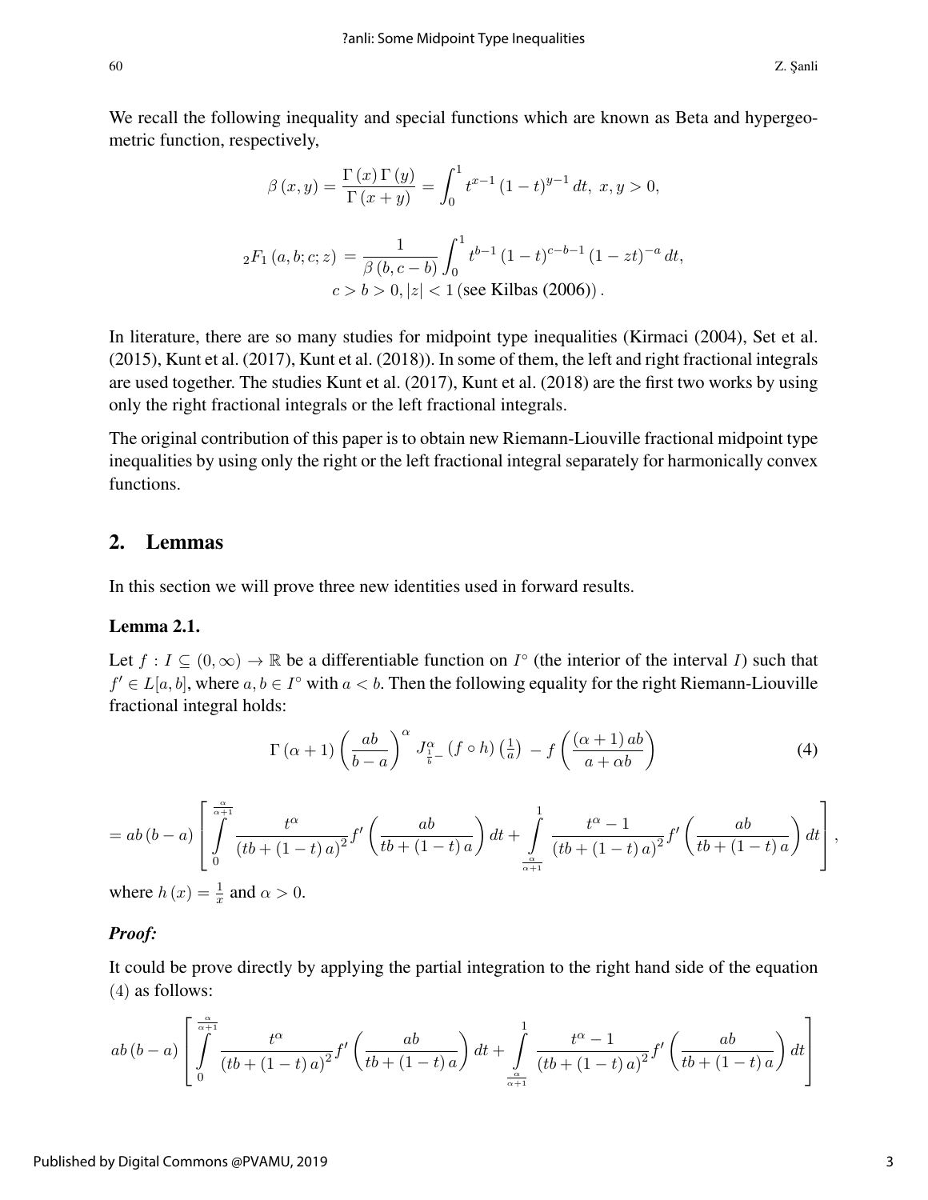We recall the following inequality and special functions which are known as Beta and hypergeometric function, respectively,

$$\beta(x,y)=\frac{\Gamma(x)\Gamma(y)}{\Gamma(x+y)}=\int_0^1 t^{x-1}(1-t)^{y-1}\,dt,\ x,y>0,$$

$${}_2F_1(a,b;c;z)=\frac{1}{\beta(b,c-b)}\int_0^1 t^{b-1}(1-t)^{c-b-1}(1-zt)^{-a}\,dt,$$
$$c>b>0, |z|<1 \text{ (see Kilbas (2006))}.$$

In literature, there are so many studies for midpoint type inequalities (Kirmaci (2004), Set et al. (2015), Kunt et al. (2017), Kunt et al. (2018)). In some of them, the left and right fractional integrals are used together. The studies Kunt et al. (2017), Kunt et al. (2018) are the first two works by using only the right fractional integrals or the left fractional integrals.

The original contribution of this paper is to obtain new Riemann-Liouville fractional midpoint type inequalities by using only the right or the left fractional integral separately for harmonically convex functions.

## 2. Lemmas

In this section we will prove three new identities used in forward results.

### Lemma 2.1.

Let $f: I \subseteq (0,\infty) \to \mathbb{R}$ be a differentiable function on $I^\circ$ (the interior of the interval $I$) such that $f' \in L[a,b]$, where $a,b \in I^\circ$ with $a<b$. Then the following equality for the right Riemann-Liouville fractional integral holds:

$$\Gamma(\alpha+1)\left(\frac{ab}{b-a}\right)^{\alpha} J^{\alpha}_{\frac{1}{b}-}(f\circ h)\left(\tfrac{1}{a}\right)-f\left(\frac{(\alpha+1)ab}{a+\alpha b}\right) \tag{4}$$

$$=ab(b-a)\left[\int_0^{\frac{\alpha}{\alpha+1}}\frac{t^{\alpha}}{(tb+(1-t)a)^2}f'\left(\frac{ab}{tb+(1-t)a}\right)dt+\int_{\frac{\alpha}{\alpha+1}}^{1}\frac{t^{\alpha}-1}{(tb+(1-t)a)^2}f'\left(\frac{ab}{tb+(1-t)a}\right)dt\right],$$

where $h(x)=\frac{1}{x}$ and $\alpha>0$.

***Proof:***

It could be prove directly by applying the partial integration to the right hand side of the equation (4) as follows:

$$ab(b-a)\left[\int_0^{\frac{\alpha}{\alpha+1}}\frac{t^{\alpha}}{(tb+(1-t)a)^2}f'\left(\frac{ab}{tb+(1-t)a}\right)dt+\int_{\frac{\alpha}{\alpha+1}}^{1}\frac{t^{\alpha}-1}{(tb+(1-t)a)^2}f'\left(\frac{ab}{tb+(1-t)a}\right)dt\right]$$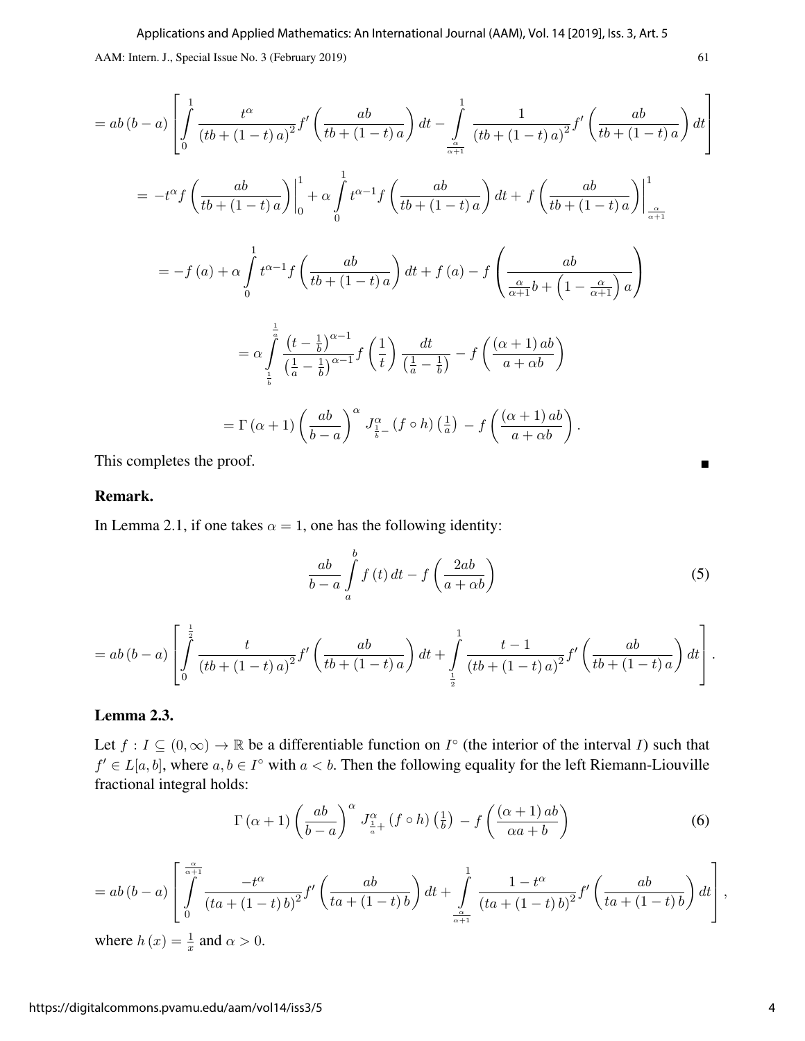$$= ab\left(b-a\right)\left[\int\limits_{0}^{1}\frac{t^{\alpha}}{\left(tb+\left(1-t\right)a\right)^{2}}f'\left(\frac{ab}{tb+\left(1-t\right)a}\right)dt-\int\limits_{\frac{\alpha}{\alpha+1}}^{1}\frac{1}{\left(tb+\left(1-t\right)a\right)^{2}}f'\left(\frac{ab}{tb+\left(1-t\right)a}\right)dt\right]$$

$$= -t^{\alpha}f\left(\frac{ab}{tb+\left(1-t\right)a}\right)\Big|_{0}^{1}+\alpha\int\limits_{0}^{1}t^{\alpha-1}f\left(\frac{ab}{tb+\left(1-t\right)a}\right)dt+f\left(\frac{ab}{tb+\left(1-t\right)a}\right)\Big|_{\frac{\alpha}{\alpha+1}}^{1}$$

$$= -f\left(a\right)+\alpha\int\limits_{0}^{1}t^{\alpha-1}f\left(\frac{ab}{tb+\left(1-t\right)a}\right)dt+f\left(a\right)-f\left(\frac{ab}{\frac{\alpha}{\alpha+1}b+\left(1-\frac{\alpha}{\alpha+1}\right)a}\right)$$

$$= \alpha\int\limits_{\frac{1}{b}}^{\frac{1}{a}}\frac{\left(t-\frac{1}{b}\right)^{\alpha-1}}{\left(\frac{1}{a}-\frac{1}{b}\right)^{\alpha-1}}f\left(\frac{1}{t}\right)\frac{dt}{\left(\frac{1}{a}-\frac{1}{b}\right)}-f\left(\frac{\left(\alpha+1\right)ab}{a+\alpha b}\right)$$

$$= \Gamma\left(\alpha+1\right)\left(\frac{ab}{b-a}\right)^{\alpha}J_{\frac{1}{b}-}^{\alpha}\left(f\circ h\right)\left(\tfrac{1}{a}\right)-f\left(\frac{\left(\alpha+1\right)ab}{a+\alpha b}\right).$$

This completes the proof. ∎

### Remark.

In Lemma 2.1, if one takes $\alpha = 1$, one has the following identity:

$$\frac{ab}{b-a}\int\limits_{a}^{b}f\left(t\right)dt-f\left(\frac{2ab}{a+\alpha b}\right) \tag{5}$$

$$= ab\left(b-a\right)\left[\int\limits_{0}^{\frac{1}{2}}\frac{t}{\left(tb+\left(1-t\right)a\right)^{2}}f'\left(\frac{ab}{tb+\left(1-t\right)a}\right)dt+\int\limits_{\frac{1}{2}}^{1}\frac{t-1}{\left(tb+\left(1-t\right)a\right)^{2}}f'\left(\frac{ab}{tb+\left(1-t\right)a}\right)dt\right].$$

### Lemma 2.3.

Let $f : I \subseteq (0,\infty) \to \mathbb{R}$ be a differentiable function on $I^{\circ}$ (the interior of the interval $I$) such that $f' \in L[a,b]$, where $a,b \in I^{\circ}$ with $a < b$. Then the following equality for the left Riemann-Liouville fractional integral holds:

$$\Gamma\left(\alpha+1\right)\left(\frac{ab}{b-a}\right)^{\alpha}J_{\frac{1}{a}+}^{\alpha}\left(f\circ h\right)\left(\tfrac{1}{b}\right)-f\left(\frac{\left(\alpha+1\right)ab}{\alpha a+b}\right) \tag{6}$$

$$= ab\left(b-a\right)\left[\int\limits_{0}^{\frac{\alpha}{\alpha+1}}\frac{-t^{\alpha}}{\left(ta+\left(1-t\right)b\right)^{2}}f'\left(\frac{ab}{ta+\left(1-t\right)b}\right)dt+\int\limits_{\frac{\alpha}{\alpha+1}}^{1}\frac{1-t^{\alpha}}{\left(ta+\left(1-t\right)b\right)^{2}}f'\left(\frac{ab}{ta+\left(1-t\right)b}\right)dt\right],$$

where $h\left(x\right) = \frac{1}{x}$ and $\alpha > 0$.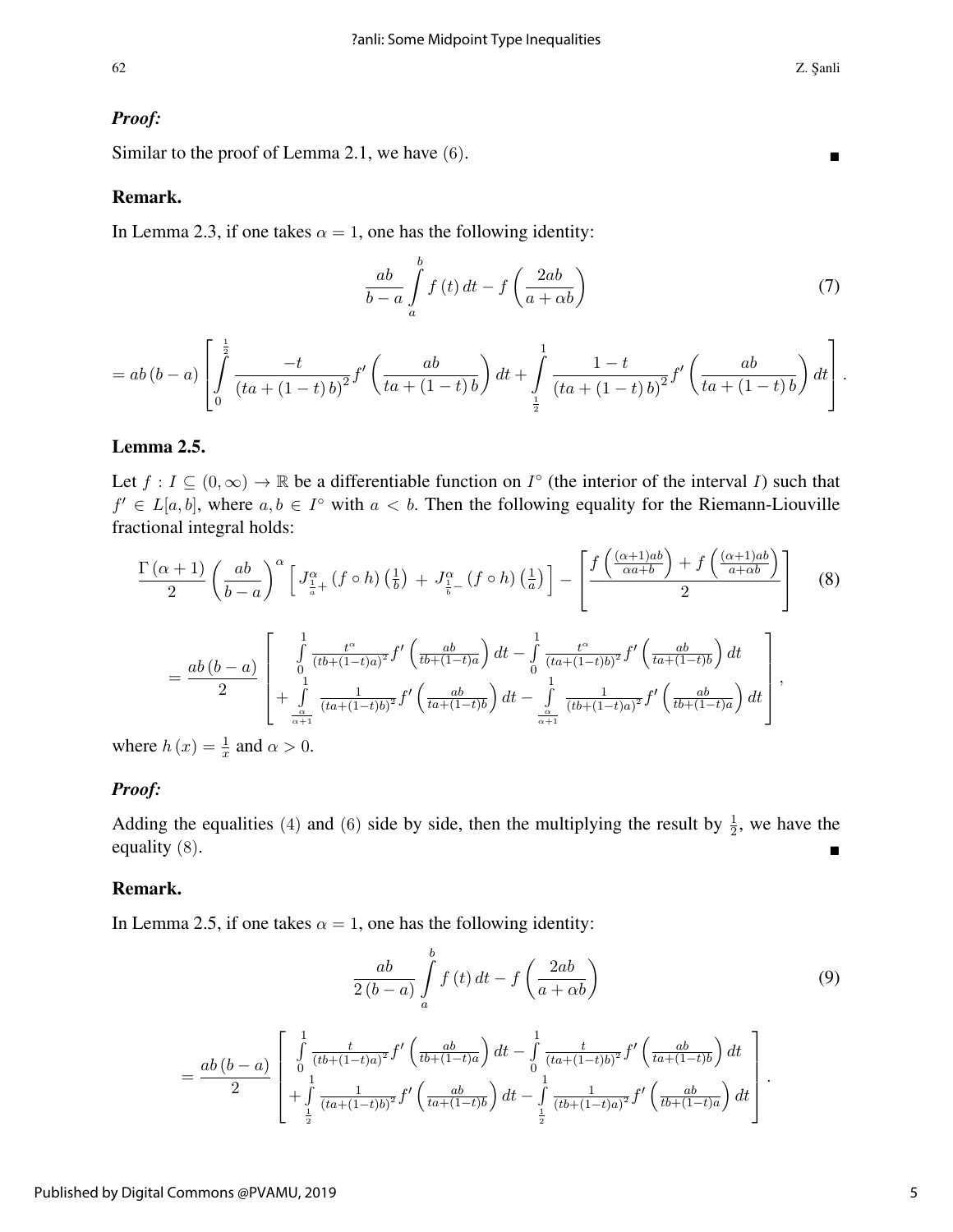***Proof:***

Similar to the proof of Lemma 2.1, we have (6). ■

**Remark.**

In Lemma 2.3, if one takes $\alpha = 1$, one has the following identity:

$$\frac{ab}{b-a}\int_a^b f(t)\,dt - f\left(\frac{2ab}{a+\alpha b}\right) \tag{7}$$

$$= ab(b-a)\left[\int_0^{\frac{1}{2}} \frac{-t}{(ta+(1-t)b)^2} f'\left(\frac{ab}{ta+(1-t)b}\right)dt + \int_{\frac{1}{2}}^{1} \frac{1-t}{(ta+(1-t)b)^2} f'\left(\frac{ab}{ta+(1-t)b}\right)dt\right].$$

**Lemma 2.5.**

Let $f : I \subseteq (0,\infty) \to \mathbb{R}$ be a differentiable function on $I^{\circ}$ (the interior of the interval $I$) such that $f' \in L[a,b]$, where $a, b \in I^{\circ}$ with $a < b$. Then the following equality for the Riemann-Liouville fractional integral holds:

$$\frac{\Gamma(\alpha+1)}{2}\left(\frac{ab}{b-a}\right)^{\alpha}\left[J^{\alpha}_{\frac{1}{a}+}(f\circ h)\left(\tfrac{1}{b}\right) + J^{\alpha}_{\frac{1}{b}-}(f\circ h)\left(\tfrac{1}{a}\right)\right] - \left[\frac{f\left(\frac{(\alpha+1)ab}{\alpha a+b}\right) + f\left(\frac{(\alpha+1)ab}{a+\alpha b}\right)}{2}\right] \tag{8}$$

$$= \frac{ab(b-a)}{2}\left[\begin{array}{l} \int_0^1 \frac{t^{\alpha}}{(tb+(1-t)a)^2} f'\left(\frac{ab}{tb+(1-t)a}\right)dt - \int_0^1 \frac{t^{\alpha}}{(ta+(1-t)b)^2} f'\left(\frac{ab}{ta+(1-t)b}\right)dt \\ + \int_{\frac{\alpha}{\alpha+1}}^{1} \frac{1}{(ta+(1-t)b)^2} f'\left(\frac{ab}{ta+(1-t)b}\right)dt - \int_{\frac{\alpha}{\alpha+1}}^{1} \frac{1}{(tb+(1-t)a)^2} f'\left(\frac{ab}{tb+(1-t)a}\right)dt \end{array}\right],$$

where $h(x) = \frac{1}{x}$ and $\alpha > 0$.

***Proof:***

Adding the equalities (4) and (6) side by side, then the multiplying the result by $\frac{1}{2}$, we have the equality (8). ■

**Remark.**

In Lemma 2.5, if one takes $\alpha = 1$, one has the following identity:

$$\frac{ab}{2(b-a)}\int_a^b f(t)\,dt - f\left(\frac{2ab}{a+\alpha b}\right) \tag{9}$$

$$= \frac{ab(b-a)}{2}\left[\begin{array}{l} \int_0^1 \frac{t}{(tb+(1-t)a)^2} f'\left(\frac{ab}{tb+(1-t)a}\right)dt - \int_0^1 \frac{t}{(ta+(1-t)b)^2} f'\left(\frac{ab}{ta+(1-t)b}\right)dt \\ + \int_{\frac{1}{2}}^{1} \frac{1}{(ta+(1-t)b)^2} f'\left(\frac{ab}{ta+(1-t)b}\right)dt - \int_{\frac{1}{2}}^{1} \frac{1}{(tb+(1-t)a)^2} f'\left(\frac{ab}{tb+(1-t)a}\right)dt \end{array}\right].$$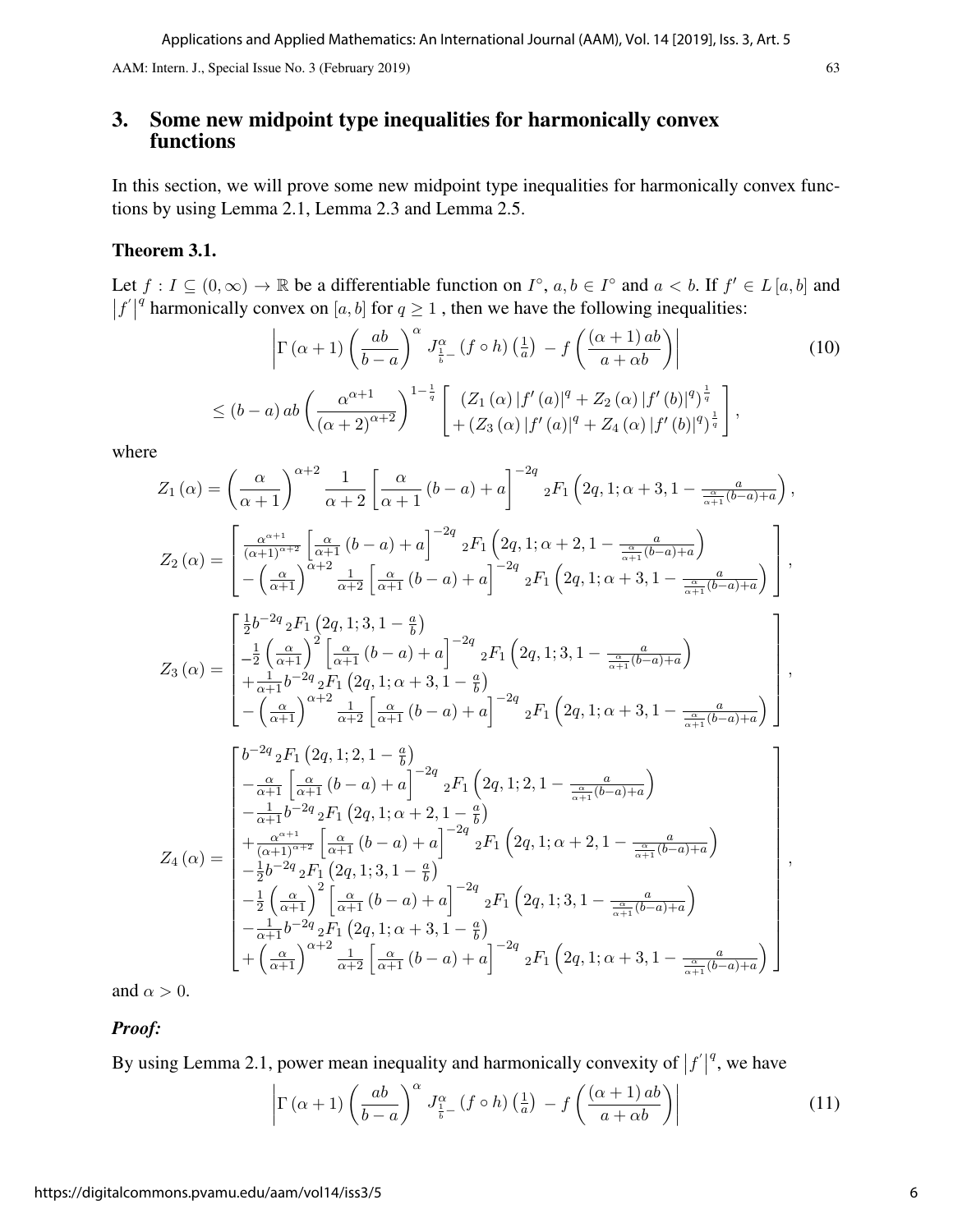## 3. Some new midpoint type inequalities for harmonically convex functions

In this section, we will prove some new midpoint type inequalities for harmonically convex functions by using Lemma 2.1, Lemma 2.3 and Lemma 2.5.

**Theorem 3.1.**

Let $f : I \subseteq (0,\infty) \to \mathbb{R}$ be a differentiable function on $I^{\circ}$, $a, b \in I^{\circ}$ and $a < b$. If $f' \in L[a,b]$ and $\left|f'\right|^{q}$ harmonically convex on $[a,b]$ for $q \geq 1$ , then we have the following inequalities:

$$
\left|\Gamma(\alpha+1)\left(\frac{ab}{b-a}\right)^{\alpha} J^{\alpha}_{\frac{1}{b}-}(f\circ h)\left(\tfrac{1}{a}\right) - f\left(\frac{(\alpha+1)ab}{a+\alpha b}\right)\right| \tag{10}
$$

$$
\leq (b-a)\,ab\left(\frac{\alpha^{\alpha+1}}{(\alpha+2)^{\alpha+2}}\right)^{1-\frac{1}{q}}\left[\begin{array}{l}\left(Z_1(\alpha)\left|f'(a)\right|^{q}+Z_2(\alpha)\left|f'(b)\right|^{q}\right)^{\frac{1}{q}}\\ +\left(Z_3(\alpha)\left|f'(a)\right|^{q}+Z_4(\alpha)\left|f'(b)\right|^{q}\right)^{\frac{1}{q}}\end{array}\right],
$$

where

$$
Z_1(\alpha)=\left(\frac{\alpha}{\alpha+1}\right)^{\alpha+2}\frac{1}{\alpha+2}\left[\frac{\alpha}{\alpha+1}(b-a)+a\right]^{-2q}{}_2F_1\left(2q,1;\alpha+3,1-\tfrac{a}{\frac{\alpha}{\alpha+1}(b-a)+a}\right),
$$

$$
Z_2(\alpha)=\left[\begin{array}{l}\frac{\alpha^{\alpha+1}}{(\alpha+1)^{\alpha+2}}\left[\frac{\alpha}{\alpha+1}(b-a)+a\right]^{-2q}{}_2F_1\left(2q,1;\alpha+2,1-\frac{a}{\frac{\alpha}{\alpha+1}(b-a)+a}\right)\\ -\left(\frac{\alpha}{\alpha+1}\right)^{\alpha+2}\frac{1}{\alpha+2}\left[\frac{\alpha}{\alpha+1}(b-a)+a\right]^{-2q}{}_2F_1\left(2q,1;\alpha+3,1-\frac{a}{\frac{\alpha}{\alpha+1}(b-a)+a}\right)\end{array}\right],
$$

$$
Z_3(\alpha)=\left[\begin{array}{l}\frac{1}{2}b^{-2q}{}_2F_1\left(2q,1;3,1-\frac{a}{b}\right)\\ -\frac{1}{2}\left(\frac{\alpha}{\alpha+1}\right)^{2}\left[\frac{\alpha}{\alpha+1}(b-a)+a\right]^{-2q}{}_2F_1\left(2q,1;3,1-\frac{a}{\frac{\alpha}{\alpha+1}(b-a)+a}\right)\\ +\frac{1}{\alpha+1}b^{-2q}{}_2F_1\left(2q,1;\alpha+3,1-\frac{a}{b}\right)\\ -\left(\frac{\alpha}{\alpha+1}\right)^{\alpha+2}\frac{1}{\alpha+2}\left[\frac{\alpha}{\alpha+1}(b-a)+a\right]^{-2q}{}_2F_1\left(2q,1;\alpha+3,1-\frac{a}{\frac{\alpha}{\alpha+1}(b-a)+a}\right)\end{array}\right],
$$

$$
Z_4(\alpha)=\left[\begin{array}{l}b^{-2q}{}_2F_1\left(2q,1;2,1-\frac{a}{b}\right)\\ -\frac{\alpha}{\alpha+1}\left[\frac{\alpha}{\alpha+1}(b-a)+a\right]^{-2q}{}_2F_1\left(2q,1;2,1-\frac{a}{\frac{\alpha}{\alpha+1}(b-a)+a}\right)\\ -\frac{1}{\alpha+1}b^{-2q}{}_2F_1\left(2q,1;\alpha+2,1-\frac{a}{b}\right)\\ +\frac{\alpha^{\alpha+1}}{(\alpha+1)^{\alpha+2}}\left[\frac{\alpha}{\alpha+1}(b-a)+a\right]^{-2q}{}_2F_1\left(2q,1;\alpha+2,1-\frac{a}{\frac{\alpha}{\alpha+1}(b-a)+a}\right)\\ -\frac{1}{2}b^{-2q}{}_2F_1\left(2q,1;3,1-\frac{a}{b}\right)\\ -\frac{1}{2}\left(\frac{\alpha}{\alpha+1}\right)^{2}\left[\frac{\alpha}{\alpha+1}(b-a)+a\right]^{-2q}{}_2F_1\left(2q,1;3,1-\frac{a}{\frac{\alpha}{\alpha+1}(b-a)+a}\right)\\ -\frac{1}{\alpha+1}b^{-2q}{}_2F_1\left(2q,1;\alpha+3,1-\frac{a}{b}\right)\\ +\left(\frac{\alpha}{\alpha+1}\right)^{\alpha+2}\frac{1}{\alpha+2}\left[\frac{\alpha}{\alpha+1}(b-a)+a\right]^{-2q}{}_2F_1\left(2q,1;\alpha+3,1-\frac{a}{\frac{\alpha}{\alpha+1}(b-a)+a}\right)\end{array}\right],
$$

and $\alpha > 0$.

***Proof:***

By using Lemma 2.1, power mean inequality and harmonically convexity of $\left|f'\right|^{q}$, we have

$$
\left|\Gamma(\alpha+1)\left(\frac{ab}{b-a}\right)^{\alpha} J^{\alpha}_{\frac{1}{b}-}(f\circ h)\left(\tfrac{1}{a}\right) - f\left(\frac{(\alpha+1)ab}{a+\alpha b}\right)\right| \tag{11}
$$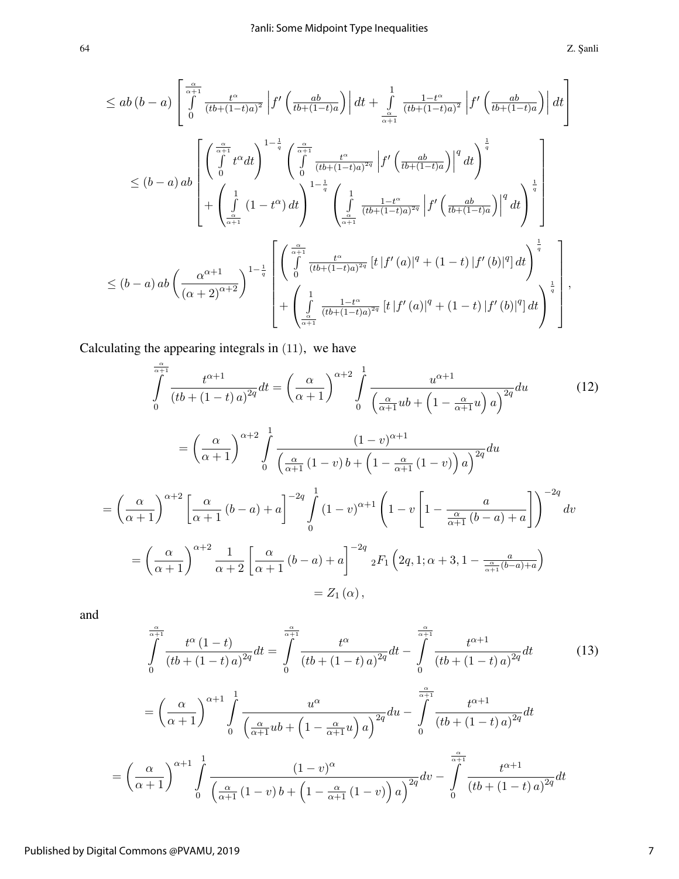$$
\leq ab\,(b-a)\left[\int_{0}^{\frac{\alpha}{\alpha+1}} \frac{t^{\alpha}}{(tb+(1-t)a)^{2}}\left|f'\left(\frac{ab}{tb+(1-t)a}\right)\right|dt+\int_{\frac{\alpha}{\alpha+1}}^{1} \frac{1-t^{\alpha}}{(tb+(1-t)a)^{2}}\left|f'\left(\frac{ab}{tb+(1-t)a}\right)\right|dt\right]
$$

$$
\leq (b-a)\,ab\left[\begin{array}{l}\left(\int_{0}^{\frac{\alpha}{\alpha+1}} t^{\alpha}dt\right)^{1-\frac{1}{q}}\left(\int_{0}^{\frac{\alpha}{\alpha+1}} \frac{t^{\alpha}}{(tb+(1-t)a)^{2q}}\left|f'\left(\frac{ab}{tb+(1-t)a}\right)\right|^{q}dt\right)^{\frac{1}{q}}\\ +\left(\int_{\frac{\alpha}{\alpha+1}}^{1}(1-t^{\alpha})\,dt\right)^{1-\frac{1}{q}}\left(\int_{\frac{\alpha}{\alpha+1}}^{1} \frac{1-t^{\alpha}}{(tb+(1-t)a)^{2q}}\left|f'\left(\frac{ab}{tb+(1-t)a}\right)\right|^{q}dt\right)^{\frac{1}{q}}\end{array}\right]
$$

$$
\leq (b-a)\,ab\left(\frac{\alpha^{\alpha+1}}{(\alpha+2)^{\alpha+2}}\right)^{1-\frac{1}{q}}\left[\begin{array}{l}\left(\int_{0}^{\frac{\alpha}{\alpha+1}} \frac{t^{\alpha}}{(tb+(1-t)a)^{2q}}\left[t\left|f'(a)\right|^{q}+(1-t)\left|f'(b)\right|^{q}\right]dt\right)^{\frac{1}{q}}\\ +\left(\int_{\frac{\alpha}{\alpha+1}}^{1} \frac{1-t^{\alpha}}{(tb+(1-t)a)^{2q}}\left[t\left|f'(a)\right|^{q}+(1-t)\left|f'(b)\right|^{q}\right]dt\right)^{\frac{1}{q}}\end{array}\right],
$$

Calculating the appearing integrals in $(11)$, we have

$$
\int_{0}^{\frac{\alpha}{\alpha+1}} \frac{t^{\alpha+1}}{(tb+(1-t)\,a)^{2q}}dt=\left(\frac{\alpha}{\alpha+1}\right)^{\alpha+2}\int_{0}^{1} \frac{u^{\alpha+1}}{\left(\frac{\alpha}{\alpha+1}ub+\left(1-\frac{\alpha}{\alpha+1}u\right)a\right)^{2q}}du \tag{12}
$$

$$
=\left(\frac{\alpha}{\alpha+1}\right)^{\alpha+2}\int_{0}^{1} \frac{(1-v)^{\alpha+1}}{\left(\frac{\alpha}{\alpha+1}(1-v)\,b+\left(1-\frac{\alpha}{\alpha+1}(1-v)\right)a\right)^{2q}}du
$$

$$
=\left(\frac{\alpha}{\alpha+1}\right)^{\alpha+2}\left[\frac{\alpha}{\alpha+1}(b-a)+a\right]^{-2q}\int_{0}^{1}(1-v)^{\alpha+1}\left(1-v\left[1-\frac{a}{\frac{\alpha}{\alpha+1}(b-a)+a}\right]\right)^{-2q}dv
$$

$$
=\left(\frac{\alpha}{\alpha+1}\right)^{\alpha+2}\frac{1}{\alpha+2}\left[\frac{\alpha}{\alpha+1}(b-a)+a\right]^{-2q}{}_{2}F_{1}\left(2q,1;\alpha+3,1-\frac{a}{\frac{\alpha}{\alpha+1}(b-a)+a}\right)
$$

$$
=Z_{1}(\alpha),
$$

and

$$
\int_{0}^{\frac{\alpha}{\alpha+1}} \frac{t^{\alpha}(1-t)}{(tb+(1-t)\,a)^{2q}}dt=\int_{0}^{\frac{\alpha}{\alpha+1}} \frac{t^{\alpha}}{(tb+(1-t)\,a)^{2q}}dt-\int_{0}^{\frac{\alpha}{\alpha+1}} \frac{t^{\alpha+1}}{(tb+(1-t)\,a)^{2q}}dt \tag{13}
$$

$$
=\left(\frac{\alpha}{\alpha+1}\right)^{\alpha+1}\int_{0}^{1} \frac{u^{\alpha}}{\left(\frac{\alpha}{\alpha+1}ub+\left(1-\frac{\alpha}{\alpha+1}u\right)a\right)^{2q}}du-\int_{0}^{\frac{\alpha}{\alpha+1}} \frac{t^{\alpha+1}}{(tb+(1-t)\,a)^{2q}}dt
$$

$$
=\left(\frac{\alpha}{\alpha+1}\right)^{\alpha+1}\int_{0}^{1} \frac{(1-v)^{\alpha}}{\left(\frac{\alpha}{\alpha+1}(1-v)\,b+\left(1-\frac{\alpha}{\alpha+1}(1-v)\right)a\right)^{2q}}dv-\int_{0}^{\frac{\alpha}{\alpha+1}} \frac{t^{\alpha+1}}{(tb+(1-t)\,a)^{2q}}dt
$$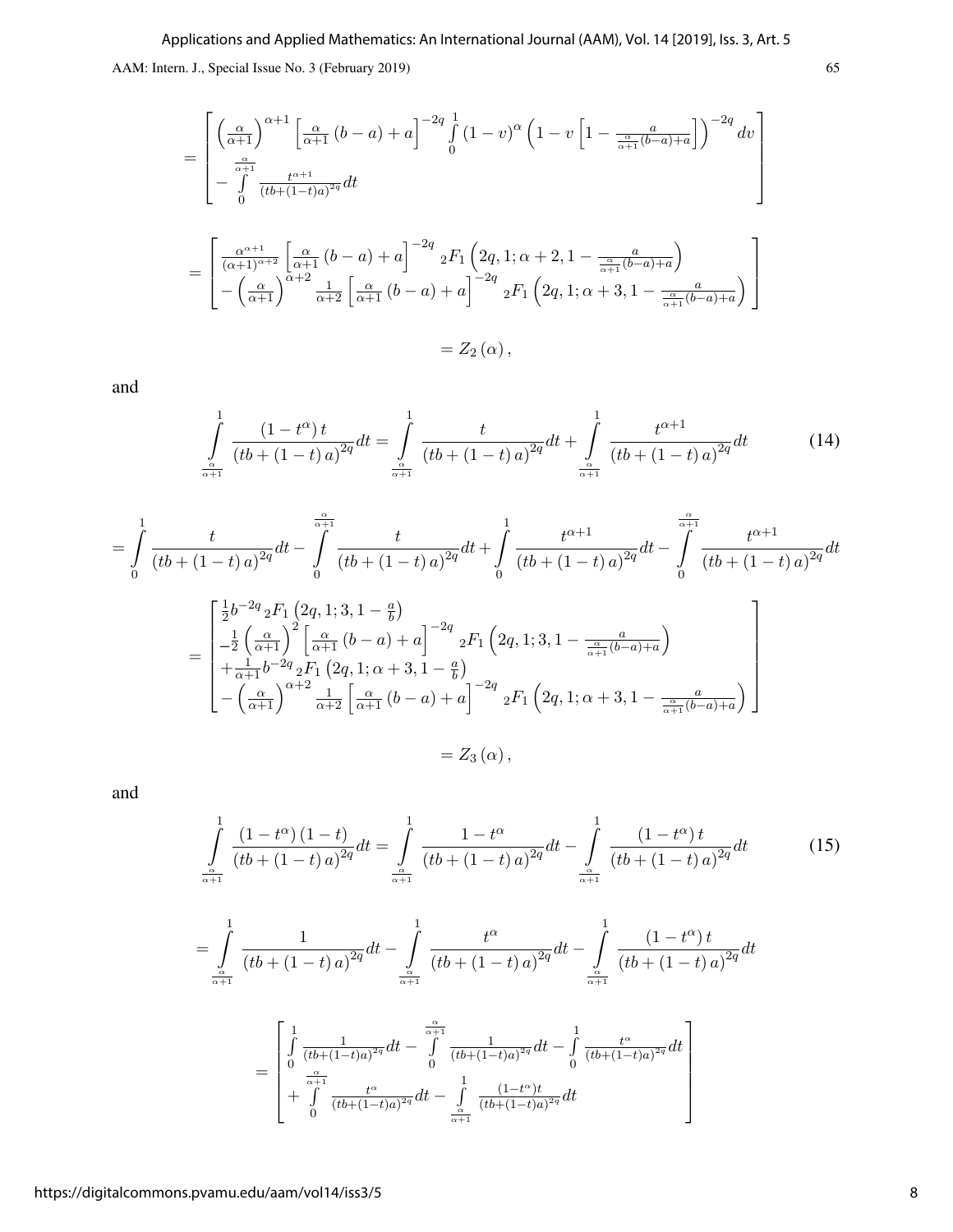$$= \begin{bmatrix} \left(\frac{\alpha}{\alpha+1}\right)^{\alpha+1} \left[\frac{\alpha}{\alpha+1}(b-a)+a\right]^{-2q} \int\limits_0^1 (1-v)^{\alpha} \left(1-v\left[1-\frac{a}{\frac{\alpha}{\alpha+1}(b-a)+a}\right]\right)^{-2q} dv \\ -\int\limits_0^{\frac{\alpha}{\alpha+1}} \frac{t^{\alpha+1}}{(tb+(1-t)a)^{2q}} dt \end{bmatrix}$$

$$= \begin{bmatrix} \frac{\alpha^{\alpha+1}}{(\alpha+1)^{\alpha+2}} \left[\frac{\alpha}{\alpha+1}(b-a)+a\right]^{-2q} {}_2F_1\left(2q,1;\alpha+2,1-\frac{a}{\frac{\alpha}{\alpha+1}(b-a)+a}\right) \\ -\left(\frac{\alpha}{\alpha+1}\right)^{\alpha+2} \frac{1}{\alpha+2} \left[\frac{\alpha}{\alpha+1}(b-a)+a\right]^{-2q} {}_2F_1\left(2q,1;\alpha+3,1-\frac{a}{\frac{\alpha}{\alpha+1}(b-a)+a}\right) \end{bmatrix}$$

$$= Z_2(\alpha),$$

and

$$\int\limits_{\frac{\alpha}{\alpha+1}}^1 \frac{(1-t^{\alpha})\,t}{(tb+(1-t)a)^{2q}} dt = \int\limits_{\frac{\alpha}{\alpha+1}}^1 \frac{t}{(tb+(1-t)a)^{2q}} dt + \int\limits_{\frac{\alpha}{\alpha+1}}^1 \frac{t^{\alpha+1}}{(tb+(1-t)a)^{2q}} dt \tag{14}$$

$$= \int\limits_0^1 \frac{t}{(tb+(1-t)a)^{2q}} dt - \int\limits_0^{\frac{\alpha}{\alpha+1}} \frac{t}{(tb+(1-t)a)^{2q}} dt + \int\limits_0^1 \frac{t^{\alpha+1}}{(tb+(1-t)a)^{2q}} dt - \int\limits_0^{\frac{\alpha}{\alpha+1}} \frac{t^{\alpha+1}}{(tb+(1-t)a)^{2q}} dt$$

$$= \begin{bmatrix} \frac{1}{2} b^{-2q} {}_2F_1\left(2q,1;3,1-\frac{a}{b}\right) \\ -\frac{1}{2}\left(\frac{\alpha}{\alpha+1}\right)^2 \left[\frac{\alpha}{\alpha+1}(b-a)+a\right]^{-2q} {}_2F_1\left(2q,1;3,1-\frac{a}{\frac{\alpha}{\alpha+1}(b-a)+a}\right) \\ +\frac{1}{\alpha+1} b^{-2q} {}_2F_1\left(2q,1;\alpha+3,1-\frac{a}{b}\right) \\ -\left(\frac{\alpha}{\alpha+1}\right)^{\alpha+2} \frac{1}{\alpha+2} \left[\frac{\alpha}{\alpha+1}(b-a)+a\right]^{-2q} {}_2F_1\left(2q,1;\alpha+3,1-\frac{a}{\frac{\alpha}{\alpha+1}(b-a)+a}\right) \end{bmatrix}$$

$$= Z_3(\alpha),$$

and

$$\int\limits_{\frac{\alpha}{\alpha+1}}^1 \frac{(1-t^{\alpha})(1-t)}{(tb+(1-t)a)^{2q}} dt = \int\limits_{\frac{\alpha}{\alpha+1}}^1 \frac{1-t^{\alpha}}{(tb+(1-t)a)^{2q}} dt - \int\limits_{\frac{\alpha}{\alpha+1}}^1 \frac{(1-t^{\alpha})\,t}{(tb+(1-t)a)^{2q}} dt \tag{15}$$

$$= \int\limits_{\frac{\alpha}{\alpha+1}}^1 \frac{1}{(tb+(1-t)a)^{2q}} dt - \int\limits_{\frac{\alpha}{\alpha+1}}^1 \frac{t^{\alpha}}{(tb+(1-t)a)^{2q}} dt - \int\limits_{\frac{\alpha}{\alpha+1}}^1 \frac{(1-t^{\alpha})\,t}{(tb+(1-t)a)^{2q}} dt$$

$$= \begin{bmatrix} \int\limits_0^1 \frac{1}{(tb+(1-t)a)^{2q}} dt - \int\limits_0^{\frac{\alpha}{\alpha+1}} \frac{1}{(tb+(1-t)a)^{2q}} dt - \int\limits_0^1 \frac{t^{\alpha}}{(tb+(1-t)a)^{2q}} dt \\ +\int\limits_0^{\frac{\alpha}{\alpha+1}} \frac{t^{\alpha}}{(tb+(1-t)a)^{2q}} dt - \int\limits_{\frac{\alpha}{\alpha+1}}^1 \frac{(1-t^{\alpha})\,t}{(tb+(1-t)a)^{2q}} dt \end{bmatrix}$$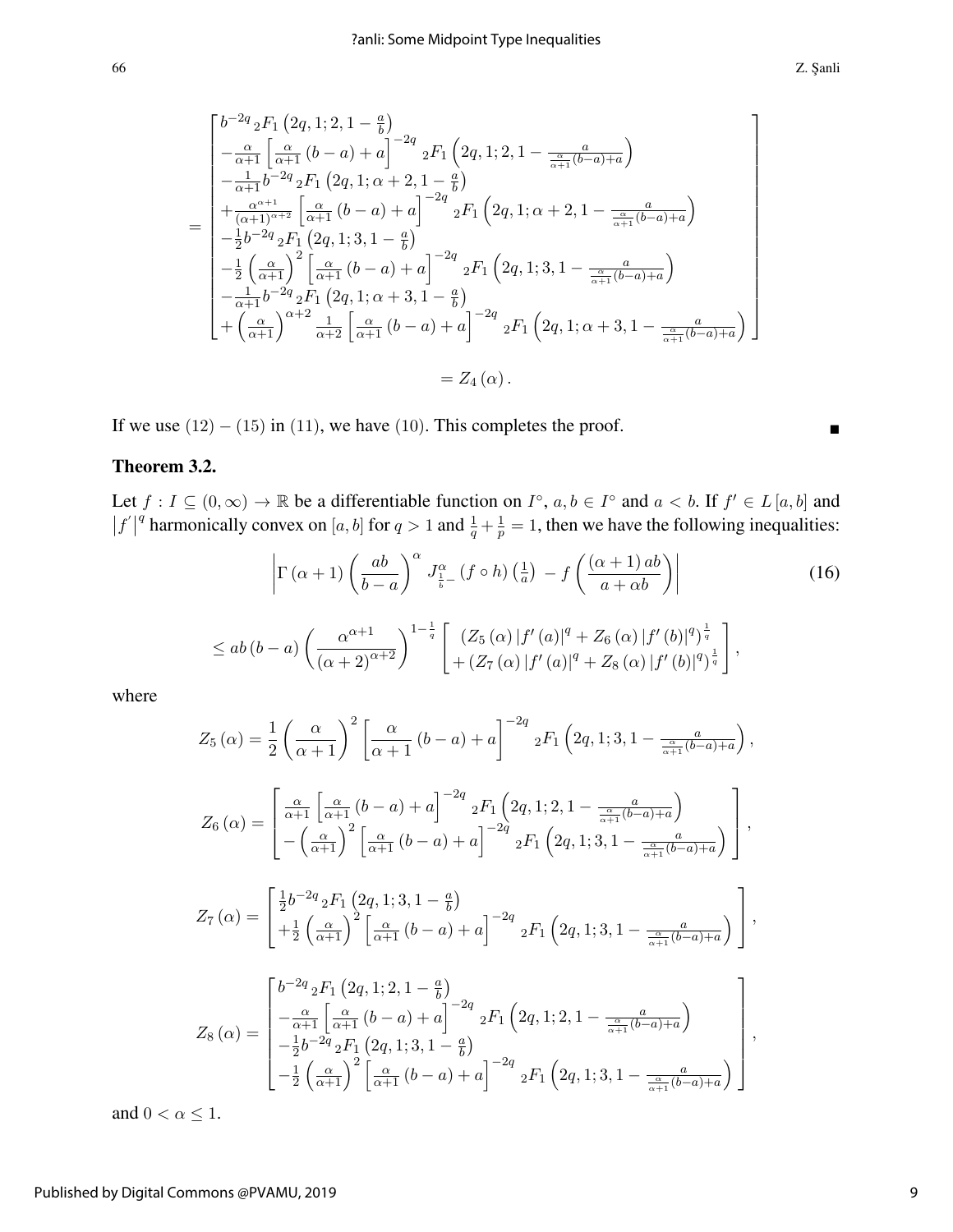$$
= \begin{bmatrix} b^{-2q}\,{}_2F_1\left(2q,1;2,1-\frac{a}{b}\right) \\ -\frac{\alpha}{\alpha+1}\left[\frac{\alpha}{\alpha+1}(b-a)+a\right]^{-2q}\,{}_2F_1\left(2q,1;2,1-\frac{a}{\frac{\alpha}{\alpha+1}(b-a)+a}\right) \\ -\frac{1}{\alpha+1}b^{-2q}\,{}_2F_1\left(2q,1;\alpha+2,1-\frac{a}{b}\right) \\ +\frac{\alpha^{\alpha+1}}{(\alpha+1)^{\alpha+2}}\left[\frac{\alpha}{\alpha+1}(b-a)+a\right]^{-2q}\,{}_2F_1\left(2q,1;\alpha+2,1-\frac{a}{\frac{\alpha}{\alpha+1}(b-a)+a}\right) \\ -\frac{1}{2}b^{-2q}\,{}_2F_1\left(2q,1;3,1-\frac{a}{b}\right) \\ -\frac{1}{2}\left(\frac{\alpha}{\alpha+1}\right)^2\left[\frac{\alpha}{\alpha+1}(b-a)+a\right]^{-2q}\,{}_2F_1\left(2q,1;3,1-\frac{a}{\frac{\alpha}{\alpha+1}(b-a)+a}\right) \\ -\frac{1}{\alpha+1}b^{-2q}\,{}_2F_1\left(2q,1;\alpha+3,1-\frac{a}{b}\right) \\ +\left(\frac{\alpha}{\alpha+1}\right)^{\alpha+2}\frac{1}{\alpha+2}\left[\frac{\alpha}{\alpha+1}(b-a)+a\right]^{-2q}\,{}_2F_1\left(2q,1;\alpha+3,1-\frac{a}{\frac{\alpha}{\alpha+1}(b-a)+a}\right) \end{bmatrix}
$$

$$
= Z_4(\alpha).
$$

If we use $(12)-(15)$ in $(11)$, we have $(10)$. This completes the proof. ∎

**Theorem 3.2.**

Let $f : I \subseteq (0,\infty) \to \mathbb{R}$ be a differentiable function on $I^\circ$, $a, b \in I^\circ$ and $a < b$. If $f' \in L[a,b]$ and $|f'|^q$ harmonically convex on $[a,b]$ for $q > 1$ and $\frac{1}{q}+\frac{1}{p}=1$, then we have the following inequalities:

$$
\left|\Gamma(\alpha+1)\left(\frac{ab}{b-a}\right)^{\alpha} J^{\alpha}_{\frac{1}{b}-}(f\circ h)\left(\tfrac{1}{a}\right) - f\left(\frac{(\alpha+1)ab}{a+\alpha b}\right)\right| \tag{16}
$$

$$
\leq ab(b-a)\left(\frac{\alpha^{\alpha+1}}{(\alpha+2)^{\alpha+2}}\right)^{1-\frac{1}{q}} \begin{bmatrix} \left(Z_5(\alpha)|f'(a)|^q + Z_6(\alpha)|f'(b)|^q\right)^{\frac{1}{q}} \\ +\left(Z_7(\alpha)|f'(a)|^q + Z_8(\alpha)|f'(b)|^q\right)^{\frac{1}{q}} \end{bmatrix},
$$

where

$$
Z_5(\alpha) = \frac{1}{2}\left(\frac{\alpha}{\alpha+1}\right)^2\left[\frac{\alpha}{\alpha+1}(b-a)+a\right]^{-2q}\,{}_2F_1\left(2q,1;3,1-\frac{a}{\frac{\alpha}{\alpha+1}(b-a)+a}\right),
$$

$$
Z_6(\alpha) = \begin{bmatrix} \frac{\alpha}{\alpha+1}\left[\frac{\alpha}{\alpha+1}(b-a)+a\right]^{-2q}\,{}_2F_1\left(2q,1;2,1-\frac{a}{\frac{\alpha}{\alpha+1}(b-a)+a}\right) \\ -\left(\frac{\alpha}{\alpha+1}\right)^2\left[\frac{\alpha}{\alpha+1}(b-a)+a\right]^{-2q}\,{}_2F_1\left(2q,1;3,1-\frac{a}{\frac{\alpha}{\alpha+1}(b-a)+a}\right) \end{bmatrix},
$$

$$
Z_7(\alpha) = \begin{bmatrix} \frac{1}{2}b^{-2q}\,{}_2F_1\left(2q,1;3,1-\frac{a}{b}\right) \\ +\frac{1}{2}\left(\frac{\alpha}{\alpha+1}\right)^2\left[\frac{\alpha}{\alpha+1}(b-a)+a\right]^{-2q}\,{}_2F_1\left(2q,1;3,1-\frac{a}{\frac{\alpha}{\alpha+1}(b-a)+a}\right) \end{bmatrix},
$$

$$
Z_8(\alpha) = \begin{bmatrix} b^{-2q}\,{}_2F_1\left(2q,1;2,1-\frac{a}{b}\right) \\ -\frac{\alpha}{\alpha+1}\left[\frac{\alpha}{\alpha+1}(b-a)+a\right]^{-2q}\,{}_2F_1\left(2q,1;2,1-\frac{a}{\frac{\alpha}{\alpha+1}(b-a)+a}\right) \\ -\frac{1}{2}b^{-2q}\,{}_2F_1\left(2q,1;3,1-\frac{a}{b}\right) \\ -\frac{1}{2}\left(\frac{\alpha}{\alpha+1}\right)^2\left[\frac{\alpha}{\alpha+1}(b-a)+a\right]^{-2q}\,{}_2F_1\left(2q,1;3,1-\frac{a}{\frac{\alpha}{\alpha+1}(b-a)+a}\right) \end{bmatrix},
$$

and $0 < \alpha \leq 1$.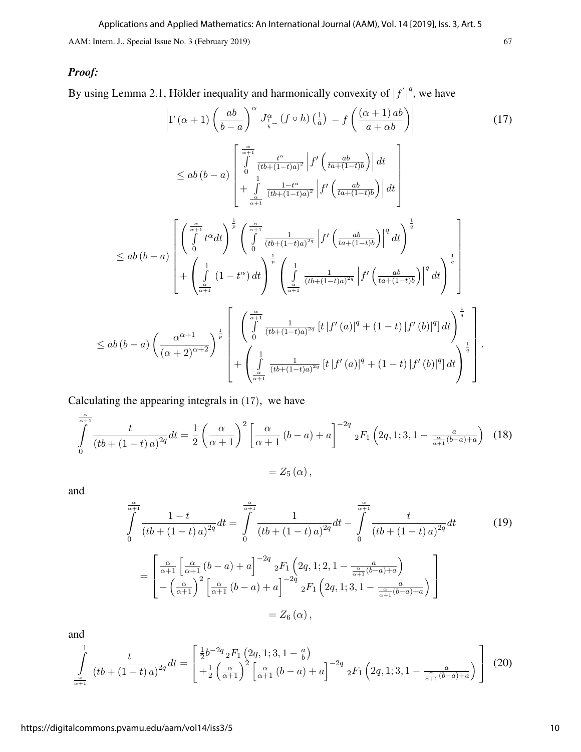***Proof:***

By using Lemma 2.1, Hölder inequality and harmonically convexity of $\left|f^{'}\right|^{q}$, we have

$$
\begin{aligned}
&\left|\Gamma\left(\alpha+1\right)\left(\frac{ab}{b-a}\right)^{\alpha} J^{\alpha}_{\frac{1}{b}-}\left(f\circ h\right)\left(\tfrac{1}{a}\right) - f\left(\frac{\left(\alpha+1\right)ab}{a+\alpha b}\right)\right| \qquad (17)\\
&\leq ab\left(b-a\right)\left[\begin{array}{c}\int\limits_{0}^{\frac{\alpha}{\alpha+1}} \frac{t^{\alpha}}{\left(tb+(1-t)a\right)^{2}}\left|f'\left(\frac{ab}{ta+(1-t)b}\right)\right|dt \\ +\int\limits_{\frac{\alpha}{\alpha+1}}^{1} \frac{1-t^{\alpha}}{\left(tb+(1-t)a\right)^{2}}\left|f'\left(\frac{ab}{ta+(1-t)b}\right)\right|dt\end{array}\right]\\
&\leq ab\left(b-a\right)\left[\begin{array}{c}\left(\int\limits_{0}^{\frac{\alpha}{\alpha+1}} t^{\alpha}dt\right)^{\frac{1}{p}}\left(\int\limits_{0}^{\frac{\alpha}{\alpha+1}} \frac{1}{\left(tb+(1-t)a\right)^{2q}}\left|f'\left(\frac{ab}{ta+(1-t)b}\right)\right|^{q}dt\right)^{\frac{1}{q}} \\ +\left(\int\limits_{\frac{\alpha}{\alpha+1}}^{1}\left(1-t^{\alpha}\right)dt\right)^{\frac{1}{p}}\left(\int\limits_{\frac{\alpha}{\alpha+1}}^{1} \frac{1}{\left(tb+(1-t)a\right)^{2q}}\left|f'\left(\frac{ab}{ta+(1-t)b}\right)\right|^{q}dt\right)^{\frac{1}{q}}\end{array}\right]\\
&\leq ab\left(b-a\right)\left(\frac{\alpha^{\alpha+1}}{\left(\alpha+2\right)^{\alpha+2}}\right)^{\frac{1}{p}}\left[\begin{array}{c}\left(\int\limits_{0}^{\frac{\alpha}{\alpha+1}} \frac{1}{\left(tb+(1-t)a\right)^{2q}}\left[t\left|f'\left(a\right)\right|^{q}+\left(1-t\right)\left|f'\left(b\right)\right|^{q}\right]dt\right)^{\frac{1}{q}} \\ +\left(\int\limits_{\frac{\alpha}{\alpha+1}}^{1} \frac{1}{\left(tb+(1-t)a\right)^{2q}}\left[t\left|f'\left(a\right)\right|^{q}+\left(1-t\right)\left|f'\left(b\right)\right|^{q}\right]dt\right)^{\frac{1}{q}}\end{array}\right].
\end{aligned}
$$

Calculating the appearing integrals in (17), we have

$$
\begin{aligned}
\int\limits_{0}^{\frac{\alpha}{\alpha+1}} \frac{t}{\left(tb+\left(1-t\right)a\right)^{2q}}dt &= \frac{1}{2}\left(\frac{\alpha}{\alpha+1}\right)^{2}\left[\frac{\alpha}{\alpha+1}\left(b-a\right)+a\right]^{-2q} {}_{2}F_{1}\left(2q,1;3,1-\tfrac{a}{\frac{\alpha}{\alpha+1}\left(b-a\right)+a}\right) \qquad (18)\\
&= Z_{5}\left(\alpha\right),
\end{aligned}
$$

and

$$
\begin{aligned}
\int\limits_{0}^{\frac{\alpha}{\alpha+1}} \frac{1-t}{\left(tb+\left(1-t\right)a\right)^{2q}}dt &= \int\limits_{0}^{\frac{\alpha}{\alpha+1}} \frac{1}{\left(tb+\left(1-t\right)a\right)^{2q}}dt - \int\limits_{0}^{\frac{\alpha}{\alpha+1}} \frac{t}{\left(tb+\left(1-t\right)a\right)^{2q}}dt \qquad (19)\\
&= \left[\begin{array}{c}\frac{\alpha}{\alpha+1}\left[\frac{\alpha}{\alpha+1}\left(b-a\right)+a\right]^{-2q} {}_{2}F_{1}\left(2q,1;2,1-\frac{a}{\frac{\alpha}{\alpha+1}\left(b-a\right)+a}\right) \\ -\left(\frac{\alpha}{\alpha+1}\right)^{2}\left[\frac{\alpha}{\alpha+1}\left(b-a\right)+a\right]^{-2q} {}_{2}F_{1}\left(2q,1;3,1-\frac{a}{\frac{\alpha}{\alpha+1}\left(b-a\right)+a}\right)\end{array}\right]\\
&= Z_{6}\left(\alpha\right),
\end{aligned}
$$

and

$$
\int\limits_{\frac{\alpha}{\alpha+1}}^{1} \frac{t}{\left(tb+\left(1-t\right)a\right)^{2q}}dt = \left[\begin{array}{c}\frac{1}{2}b^{-2q}\, {}_{2}F_{1}\left(2q,1;3,1-\frac{a}{b}\right) \\ +\frac{1}{2}\left(\frac{\alpha}{\alpha+1}\right)^{2}\left[\frac{\alpha}{\alpha+1}\left(b-a\right)+a\right]^{-2q} {}_{2}F_{1}\left(2q,1;3,1-\frac{a}{\frac{\alpha}{\alpha+1}\left(b-a\right)+a}\right)\end{array}\right] \qquad (20)
$$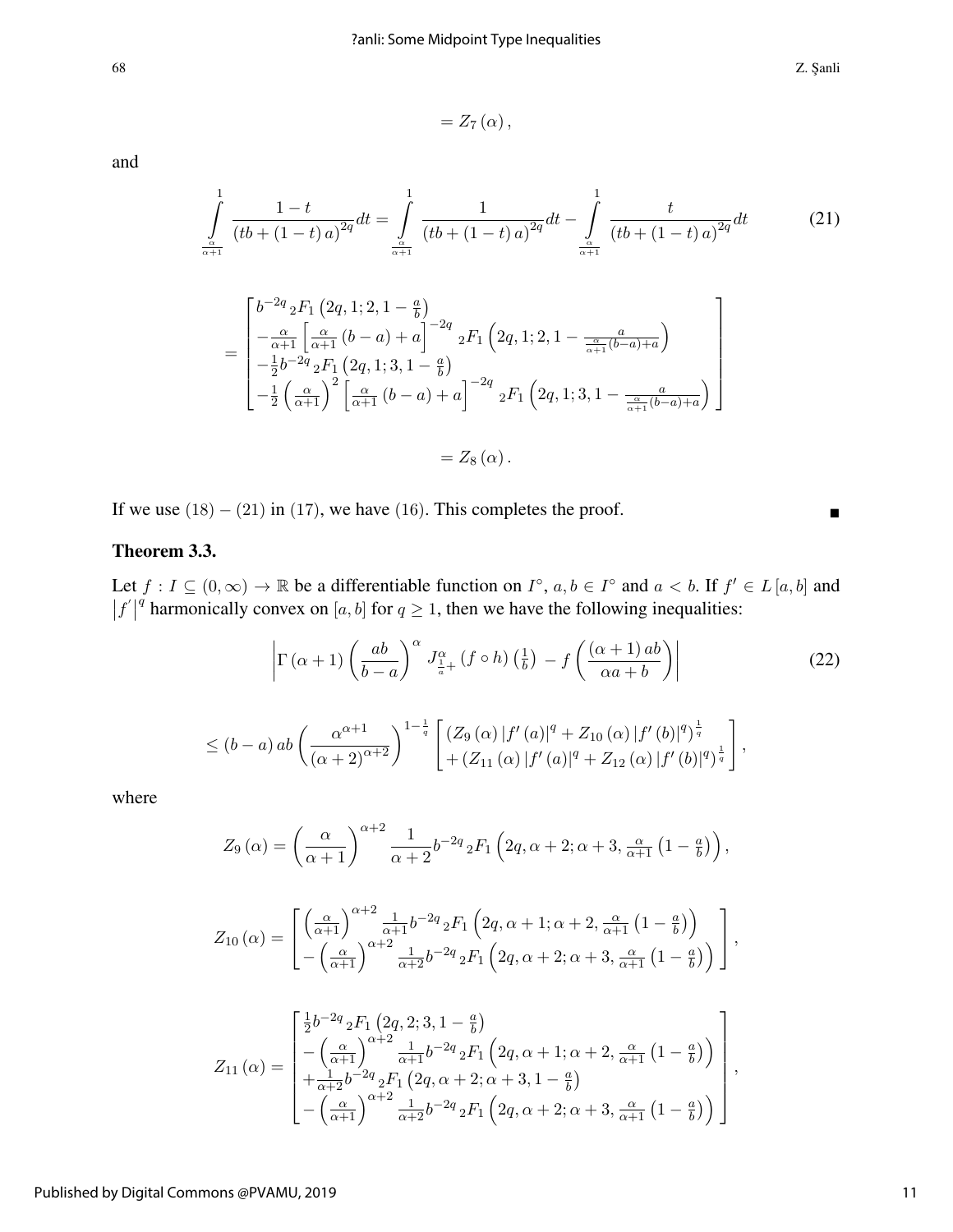$$= Z_7(\alpha),$$

and

$$\int_{\frac{\alpha}{\alpha+1}}^{1} \frac{1-t}{(tb+(1-t)a)^{2q}}dt = \int_{\frac{\alpha}{\alpha+1}}^{1} \frac{1}{(tb+(1-t)a)^{2q}}dt - \int_{\frac{\alpha}{\alpha+1}}^{1} \frac{t}{(tb+(1-t)a)^{2q}}dt \tag{21}$$

$$= \begin{bmatrix} b^{-2q}\,{}_2F_1\left(2q,1;2,1-\frac{a}{b}\right) \\ -\frac{\alpha}{\alpha+1}\left[\frac{\alpha}{\alpha+1}(b-a)+a\right]^{-2q}\,{}_2F_1\left(2q,1;2,1-\frac{a}{\frac{\alpha}{\alpha+1}(b-a)+a}\right) \\ -\frac{1}{2}b^{-2q}\,{}_2F_1\left(2q,1;3,1-\frac{a}{b}\right) \\ -\frac{1}{2}\left(\frac{\alpha}{\alpha+1}\right)^2\left[\frac{\alpha}{\alpha+1}(b-a)+a\right]^{-2q}\,{}_2F_1\left(2q,1;3,1-\frac{a}{\frac{\alpha}{\alpha+1}(b-a)+a}\right) \end{bmatrix}$$

$$= Z_8(\alpha).$$

If we use $(18)-(21)$ in $(17)$, we have $(16)$. This completes the proof. ■

**Theorem 3.3.**

Let $f : I \subseteq (0,\infty) \to \mathbb{R}$ be a differentiable function on $I^{\circ}$, $a, b \in I^{\circ}$ and $a < b$. If $f' \in L[a,b]$ and $|f'|^q$ harmonically convex on $[a,b]$ for $q \geq 1$, then we have the following inequalities:

$$\left|\Gamma(\alpha+1)\left(\frac{ab}{b-a}\right)^{\alpha} J^{\alpha}_{\frac{1}{a}+}(f\circ h)\left(\tfrac{1}{b}\right) - f\left(\frac{(\alpha+1)ab}{\alpha a+b}\right)\right| \tag{22}$$

$$\leq (b-a)ab\left(\frac{\alpha^{\alpha+1}}{(\alpha+2)^{\alpha+2}}\right)^{1-\frac{1}{q}}\begin{bmatrix} (Z_9(\alpha)|f'(a)|^q + Z_{10}(\alpha)|f'(b)|^q)^{\frac{1}{q}} \\ +(Z_{11}(\alpha)|f'(a)|^q + Z_{12}(\alpha)|f'(b)|^q)^{\frac{1}{q}} \end{bmatrix},$$

where

$$Z_9(\alpha) = \left(\frac{\alpha}{\alpha+1}\right)^{\alpha+2}\frac{1}{\alpha+2}b^{-2q}\,{}_2F_1\left(2q,\alpha+2;\alpha+3,\tfrac{\alpha}{\alpha+1}\left(1-\tfrac{a}{b}\right)\right),$$

$$Z_{10}(\alpha) = \begin{bmatrix} \left(\frac{\alpha}{\alpha+1}\right)^{\alpha+2}\frac{1}{\alpha+1}b^{-2q}\,{}_2F_1\left(2q,\alpha+1;\alpha+2,\frac{\alpha}{\alpha+1}\left(1-\frac{a}{b}\right)\right) \\ -\left(\frac{\alpha}{\alpha+1}\right)^{\alpha+2}\frac{1}{\alpha+2}b^{-2q}\,{}_2F_1\left(2q,\alpha+2;\alpha+3,\frac{\alpha}{\alpha+1}\left(1-\frac{a}{b}\right)\right) \end{bmatrix},$$

$$Z_{11}(\alpha) = \begin{bmatrix} \frac{1}{2}b^{-2q}\,{}_2F_1\left(2q,2;3,1-\frac{a}{b}\right) \\ -\left(\frac{\alpha}{\alpha+1}\right)^{\alpha+2}\frac{1}{\alpha+1}b^{-2q}\,{}_2F_1\left(2q,\alpha+1;\alpha+2,\frac{\alpha}{\alpha+1}\left(1-\frac{a}{b}\right)\right) \\ +\frac{1}{\alpha+2}b^{-2q}\,{}_2F_1\left(2q,\alpha+2;\alpha+3,1-\frac{a}{b}\right) \\ -\left(\frac{\alpha}{\alpha+1}\right)^{\alpha+2}\frac{1}{\alpha+2}b^{-2q}\,{}_2F_1\left(2q,\alpha+2;\alpha+3,\frac{\alpha}{\alpha+1}\left(1-\frac{a}{b}\right)\right) \end{bmatrix},$$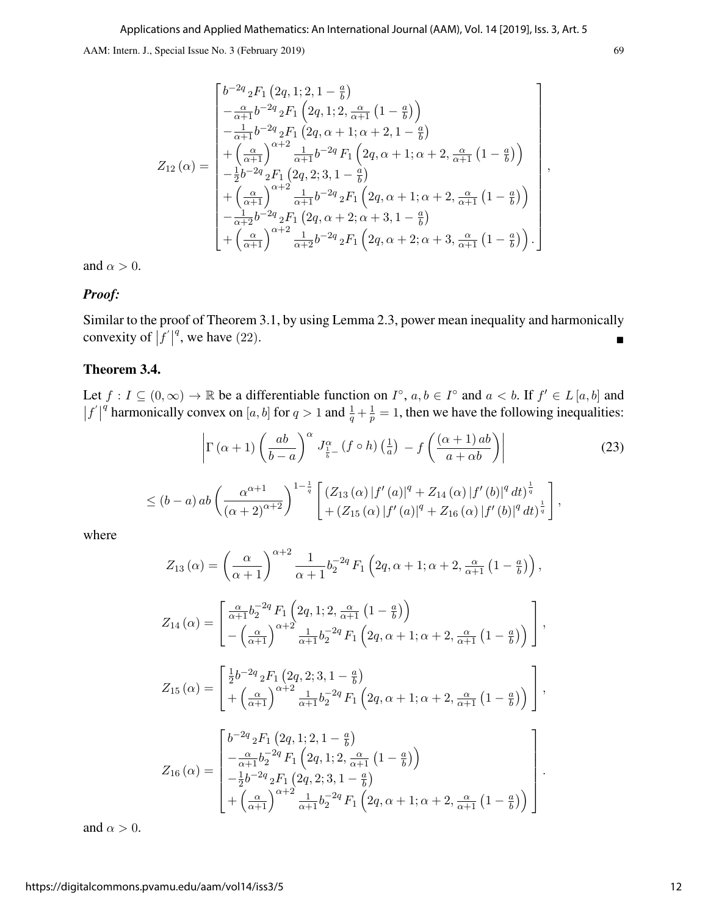$$Z_{12}(\alpha)=\begin{bmatrix} b^{-2q}\,{}_2F_1\left(2q,1;2,1-\frac{a}{b}\right) \\ -\frac{\alpha}{\alpha+1}b^{-2q}\,{}_2F_1\left(2q,1;2,\frac{\alpha}{\alpha+1}\left(1-\frac{a}{b}\right)\right) \\ -\frac{1}{\alpha+1}b^{-2q}\,{}_2F_1\left(2q,\alpha+1;\alpha+2,1-\frac{a}{b}\right) \\ +\left(\frac{\alpha}{\alpha+1}\right)^{\alpha+2}\frac{1}{\alpha+1}b^{-2q}F_1\left(2q,\alpha+1;\alpha+2,\frac{\alpha}{\alpha+1}\left(1-\frac{a}{b}\right)\right) \\ -\frac{1}{2}b^{-2q}\,{}_2F_1\left(2q,2;3,1-\frac{a}{b}\right) \\ +\left(\frac{\alpha}{\alpha+1}\right)^{\alpha+2}\frac{1}{\alpha+1}b^{-2q}\,{}_2F_1\left(2q,\alpha+1;\alpha+2,\frac{\alpha}{\alpha+1}\left(1-\frac{a}{b}\right)\right) \\ -\frac{1}{\alpha+2}b^{-2q}\,{}_2F_1\left(2q,\alpha+2;\alpha+3,1-\frac{a}{b}\right) \\ +\left(\frac{\alpha}{\alpha+1}\right)^{\alpha+2}\frac{1}{\alpha+2}b^{-2q}\,{}_2F_1\left(2q,\alpha+2;\alpha+3,\frac{\alpha}{\alpha+1}\left(1-\frac{a}{b}\right)\right). \end{bmatrix},$$

and $\alpha>0$.

***Proof:***

Similar to the proof of Theorem 3.1, by using Lemma 2.3, power mean inequality and harmonically convexity of $\left|f'\right|^q$, we have (22). ■

### Theorem 3.4.

Let $f: I\subseteq(0,\infty)\to\mathbb{R}$ be a differentiable function on $I^\circ$, $a,b\in I^\circ$ and $a<b$. If $f'\in L[a,b]$ and $\left|f'\right|^q$ harmonically convex on $[a,b]$ for $q>1$ and $\frac{1}{q}+\frac{1}{p}=1$, then we have the following inequalities:

$$\left|\Gamma(\alpha+1)\left(\frac{ab}{b-a}\right)^{\alpha}J^{\alpha}_{\frac{1}{b}-}(f\circ h)\left(\tfrac{1}{a}\right)-f\left(\frac{(\alpha+1)ab}{a+\alpha b}\right)\right| \tag{23}$$

$$\leq(b-a)ab\left(\frac{\alpha^{\alpha+1}}{(\alpha+2)^{\alpha+2}}\right)^{1-\frac{1}{q}}\begin{bmatrix}\left(Z_{13}(\alpha)\left|f'(a)\right|^q+Z_{14}(\alpha)\left|f'(b)\right|^q dt\right)^{\frac{1}{q}} \\ +\left(Z_{15}(\alpha)\left|f'(a)\right|^q+Z_{16}(\alpha)\left|f'(b)\right|^q dt\right)^{\frac{1}{q}}\end{bmatrix},$$

where

$$Z_{13}(\alpha)=\left(\frac{\alpha}{\alpha+1}\right)^{\alpha+2}\frac{1}{\alpha+1}b_2^{-2q}F_1\left(2q,\alpha+1;\alpha+2,\frac{\alpha}{\alpha+1}\left(1-\frac{a}{b}\right)\right),$$

$$Z_{14}(\alpha)=\begin{bmatrix}\frac{\alpha}{\alpha+1}b_2^{-2q}F_1\left(2q,1;2,\frac{\alpha}{\alpha+1}\left(1-\frac{a}{b}\right)\right) \\ -\left(\frac{\alpha}{\alpha+1}\right)^{\alpha+2}\frac{1}{\alpha+1}b_2^{-2q}F_1\left(2q,\alpha+1;\alpha+2,\frac{\alpha}{\alpha+1}\left(1-\frac{a}{b}\right)\right)\end{bmatrix},$$

$$Z_{15}(\alpha)=\begin{bmatrix}\frac{1}{2}b^{-2q}\,{}_2F_1\left(2q,2;3,1-\frac{a}{b}\right) \\ +\left(\frac{\alpha}{\alpha+1}\right)^{\alpha+2}\frac{1}{\alpha+1}b_2^{-2q}F_1\left(2q,\alpha+1;\alpha+2,\frac{\alpha}{\alpha+1}\left(1-\frac{a}{b}\right)\right)\end{bmatrix},$$

$$Z_{16}(\alpha)=\begin{bmatrix}b^{-2q}\,{}_2F_1\left(2q,1;2,1-\frac{a}{b}\right) \\ -\frac{\alpha}{\alpha+1}b_2^{-2q}F_1\left(2q,1;2,\frac{\alpha}{\alpha+1}\left(1-\frac{a}{b}\right)\right) \\ -\frac{1}{2}b^{-2q}\,{}_2F_1\left(2q,2;3,1-\frac{a}{b}\right) \\ +\left(\frac{\alpha}{\alpha+1}\right)^{\alpha+2}\frac{1}{\alpha+1}b_2^{-2q}F_1\left(2q,\alpha+1;\alpha+2,\frac{\alpha}{\alpha+1}\left(1-\frac{a}{b}\right)\right)\end{bmatrix}.$$

and $\alpha>0$.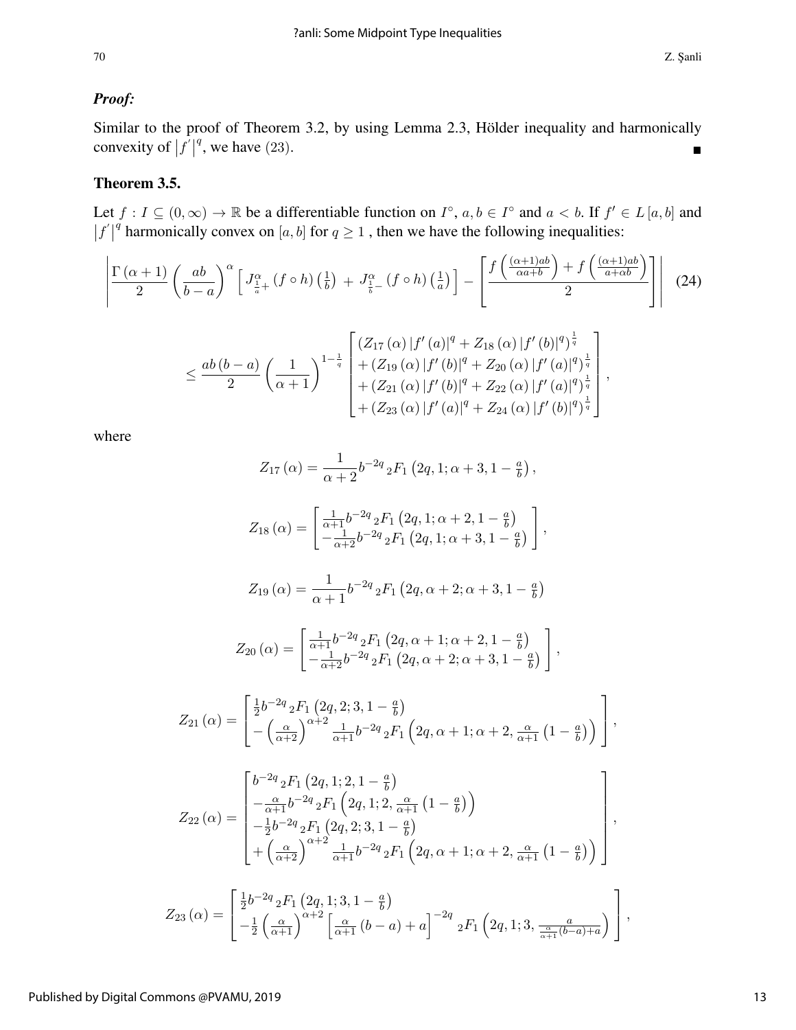***Proof:***

Similar to the proof of Theorem 3.2, by using Lemma 2.3, Hölder inequality and harmonically convexity of $\left|f^{'}\right|^{q}$, we have (23). ■

### Theorem 3.5.

Let $f : I \subseteq (0,\infty) \to \mathbb{R}$ be a differentiable function on $I^{\circ}$, $a, b \in I^{\circ}$ and $a < b$. If $f' \in L[a,b]$ and $\left|f^{'}\right|^{q}$ harmonically convex on $[a,b]$ for $q \geq 1$ , then we have the following inequalities:

$$\left| \frac{\Gamma(\alpha+1)}{2}\left(\frac{ab}{b-a}\right)^{\alpha} \left[ J^{\alpha}_{\frac{1}{a}+}\left(f\circ h\right)\left(\tfrac{1}{b}\right) + J^{\alpha}_{\frac{1}{b}-}\left(f\circ h\right)\left(\tfrac{1}{a}\right)\right] - \left[\frac{f\left(\frac{(\alpha+1)ab}{\alpha a+b}\right)+f\left(\frac{(\alpha+1)ab}{a+\alpha b}\right)}{2}\right]\right| \tag{24}$$

$$\leq \frac{ab(b-a)}{2}\left(\frac{1}{\alpha+1}\right)^{1-\frac{1}{q}} \begin{bmatrix} \left(Z_{17}(\alpha)\left|f'(a)\right|^{q}+Z_{18}(\alpha)\left|f'(b)\right|^{q}\right)^{\frac{1}{q}} \\ +\left(Z_{19}(\alpha)\left|f'(b)\right|^{q}+Z_{20}(\alpha)\left|f'(a)\right|^{q}\right)^{\frac{1}{q}} \\ +\left(Z_{21}(\alpha)\left|f'(b)\right|^{q}+Z_{22}(\alpha)\left|f'(a)\right|^{q}\right)^{\frac{1}{q}} \\ +\left(Z_{23}(\alpha)\left|f'(a)\right|^{q}+Z_{24}(\alpha)\left|f'(b)\right|^{q}\right)^{\frac{1}{q}} \end{bmatrix},$$

where

$$Z_{17}(\alpha) = \frac{1}{\alpha+2}b^{-2q}\,{}_2F_1\left(2q,1;\alpha+3,1-\tfrac{a}{b}\right),$$

$$Z_{18}(\alpha) = \begin{bmatrix} \frac{1}{\alpha+1}b^{-2q}\,{}_2F_1\left(2q,1;\alpha+2,1-\frac{a}{b}\right) \\ -\frac{1}{\alpha+2}b^{-2q}\,{}_2F_1\left(2q,1;\alpha+3,1-\frac{a}{b}\right) \end{bmatrix},$$

$$Z_{19}(\alpha) = \frac{1}{\alpha+1}b^{-2q}\,{}_2F_1\left(2q,\alpha+2;\alpha+3,1-\tfrac{a}{b}\right)$$

$$Z_{20}(\alpha) = \begin{bmatrix} \frac{1}{\alpha+1}b^{-2q}\,{}_2F_1\left(2q,\alpha+1;\alpha+2,1-\frac{a}{b}\right) \\ -\frac{1}{\alpha+2}b^{-2q}\,{}_2F_1\left(2q,\alpha+2;\alpha+3,1-\frac{a}{b}\right) \end{bmatrix},$$

$$Z_{21}(\alpha) = \begin{bmatrix} \frac{1}{2}b^{-2q}\,{}_2F_1\left(2q,2;3,1-\frac{a}{b}\right) \\ -\left(\frac{\alpha}{\alpha+2}\right)^{\alpha+2}\frac{1}{\alpha+1}b^{-2q}\,{}_2F_1\left(2q,\alpha+1;\alpha+2,\frac{\alpha}{\alpha+1}\left(1-\frac{a}{b}\right)\right) \end{bmatrix},$$

$$Z_{22}(\alpha) = \begin{bmatrix} b^{-2q}\,{}_2F_1\left(2q,1;2,1-\frac{a}{b}\right) \\ -\frac{\alpha}{\alpha+1}b^{-2q}\,{}_2F_1\left(2q,1;2,\frac{\alpha}{\alpha+1}\left(1-\frac{a}{b}\right)\right) \\ -\frac{1}{2}b^{-2q}\,{}_2F_1\left(2q,2;3,1-\frac{a}{b}\right) \\ +\left(\frac{\alpha}{\alpha+2}\right)^{\alpha+2}\frac{1}{\alpha+1}b^{-2q}\,{}_2F_1\left(2q,\alpha+1;\alpha+2,\frac{\alpha}{\alpha+1}\left(1-\frac{a}{b}\right)\right) \end{bmatrix},$$

$$Z_{23}(\alpha) = \begin{bmatrix} \frac{1}{2}b^{-2q}\,{}_2F_1\left(2q,1;3,1-\frac{a}{b}\right) \\ -\frac{1}{2}\left(\frac{\alpha}{\alpha+1}\right)^{\alpha+2}\left[\frac{\alpha}{\alpha+1}(b-a)+a\right]^{-2q}\,{}_2F_1\left(2q,1;3,\frac{a}{\frac{\alpha}{\alpha+1}(b-a)+a}\right) \end{bmatrix},$$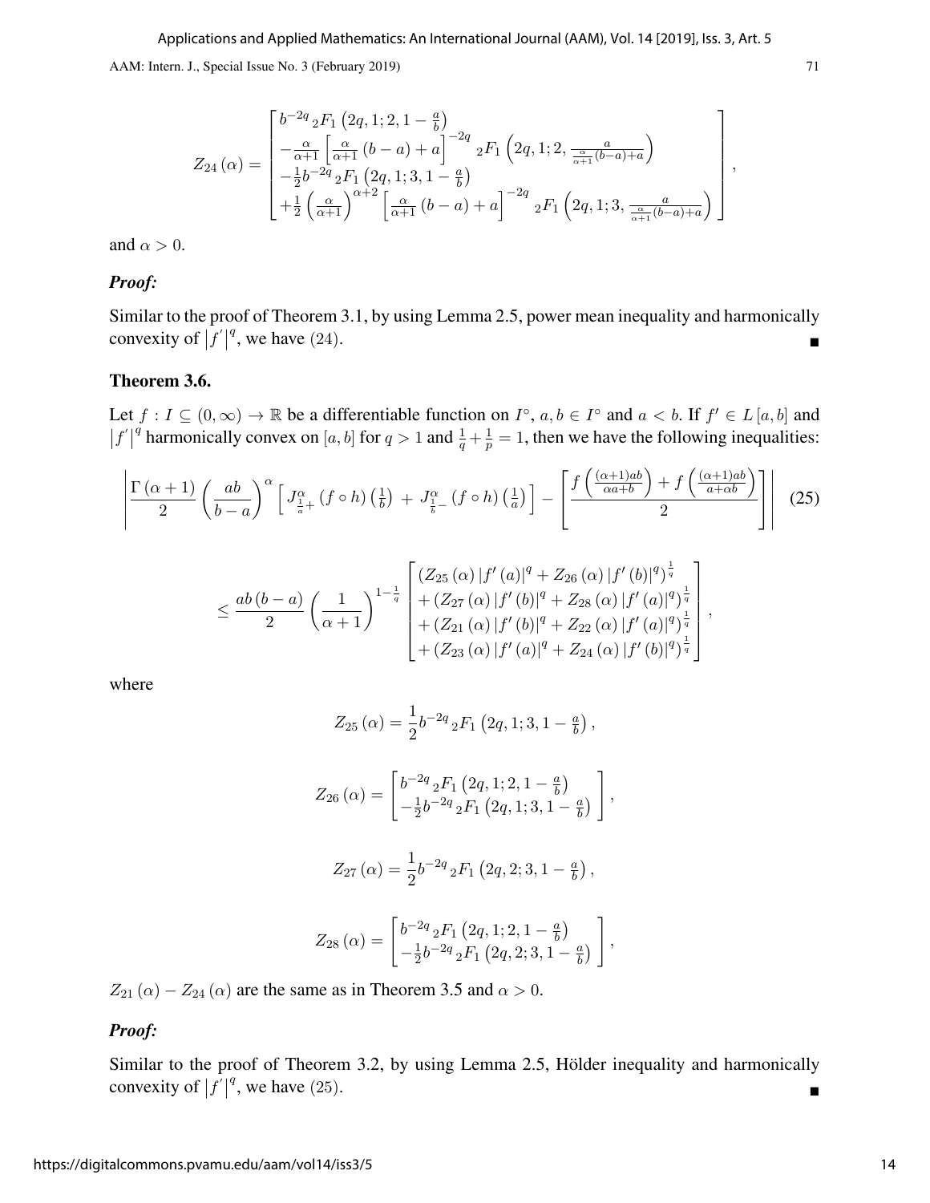$$Z_{24}(\alpha)=\begin{bmatrix} b^{-2q}\,{}_2F_1\left(2q,1;2,1-\frac{a}{b}\right) \\ -\frac{\alpha}{\alpha+1}\left[\frac{\alpha}{\alpha+1}(b-a)+a\right]^{-2q}\,{}_2F_1\left(2q,1;2,\frac{a}{\frac{\alpha}{\alpha+1}(b-a)+a}\right) \\ -\frac{1}{2}b^{-2q}\,{}_2F_1\left(2q,1;3,1-\frac{a}{b}\right) \\ +\frac{1}{2}\left(\frac{\alpha}{\alpha+1}\right)^{\alpha+2}\left[\frac{\alpha}{\alpha+1}(b-a)+a\right]^{-2q}\,{}_2F_1\left(2q,1;3,\frac{a}{\frac{\alpha}{\alpha+1}(b-a)+a}\right) \end{bmatrix},$$

and $\alpha>0$.

### *Proof:*

Similar to the proof of Theorem 3.1, by using Lemma 2.5, power mean inequality and harmonically convexity of $\left|f'\right|^q$, we have $(24)$. ∎

### Theorem 3.6.

Let $f:I\subseteq(0,\infty)\to\mathbb{R}$ be a differentiable function on $I^\circ$, $a,b\in I^\circ$ and $a<b$. If $f'\in L[a,b]$ and $\left|f'\right|^q$ harmonically convex on $[a,b]$ for $q>1$ and $\frac{1}{q}+\frac{1}{p}=1$, then we have the following inequalities:

$$\left|\frac{\Gamma(\alpha+1)}{2}\left(\frac{ab}{b-a}\right)^{\alpha}\left[J^{\alpha}_{\frac{1}{a}+}(f\circ h)\left(\tfrac{1}{b}\right)+J^{\alpha}_{\frac{1}{b}-}(f\circ h)\left(\tfrac{1}{a}\right)\right]-\left[\frac{f\left(\frac{(\alpha+1)ab}{\alpha a+b}\right)+f\left(\frac{(\alpha+1)ab}{a+\alpha b}\right)}{2}\right]\right| \tag{25}$$

$$\leq\frac{ab(b-a)}{2}\left(\frac{1}{\alpha+1}\right)^{1-\frac{1}{q}}\begin{bmatrix} \left(Z_{25}(\alpha)\left|f'(a)\right|^q+Z_{26}(\alpha)\left|f'(b)\right|^q\right)^{\frac{1}{q}} \\ +\left(Z_{27}(\alpha)\left|f'(b)\right|^q+Z_{28}(\alpha)\left|f'(a)\right|^q\right)^{\frac{1}{q}} \\ +\left(Z_{21}(\alpha)\left|f'(b)\right|^q+Z_{22}(\alpha)\left|f'(a)\right|^q\right)^{\frac{1}{q}} \\ +\left(Z_{23}(\alpha)\left|f'(a)\right|^q+Z_{24}(\alpha)\left|f'(b)\right|^q\right)^{\frac{1}{q}} \end{bmatrix},$$

where

$$Z_{25}(\alpha)=\frac{1}{2}b^{-2q}\,{}_2F_1\left(2q,1;3,1-\tfrac{a}{b}\right),$$

$$Z_{26}(\alpha)=\begin{bmatrix} b^{-2q}\,{}_2F_1\left(2q,1;2,1-\frac{a}{b}\right) \\ -\frac{1}{2}b^{-2q}\,{}_2F_1\left(2q,1;3,1-\frac{a}{b}\right) \end{bmatrix},$$

$$Z_{27}(\alpha)=\frac{1}{2}b^{-2q}\,{}_2F_1\left(2q,2;3,1-\tfrac{a}{b}\right),$$

$$Z_{28}(\alpha)=\begin{bmatrix} b^{-2q}\,{}_2F_1\left(2q,1;2,1-\frac{a}{b}\right) \\ -\frac{1}{2}b^{-2q}\,{}_2F_1\left(2q,2;3,1-\frac{a}{b}\right) \end{bmatrix},$$

$Z_{21}(\alpha)-Z_{24}(\alpha)$ are the same as in Theorem 3.5 and $\alpha>0$.

### *Proof:*

Similar to the proof of Theorem 3.2, by using Lemma 2.5, Hölder inequality and harmonically convexity of $\left|f'\right|^q$, we have $(25)$. ∎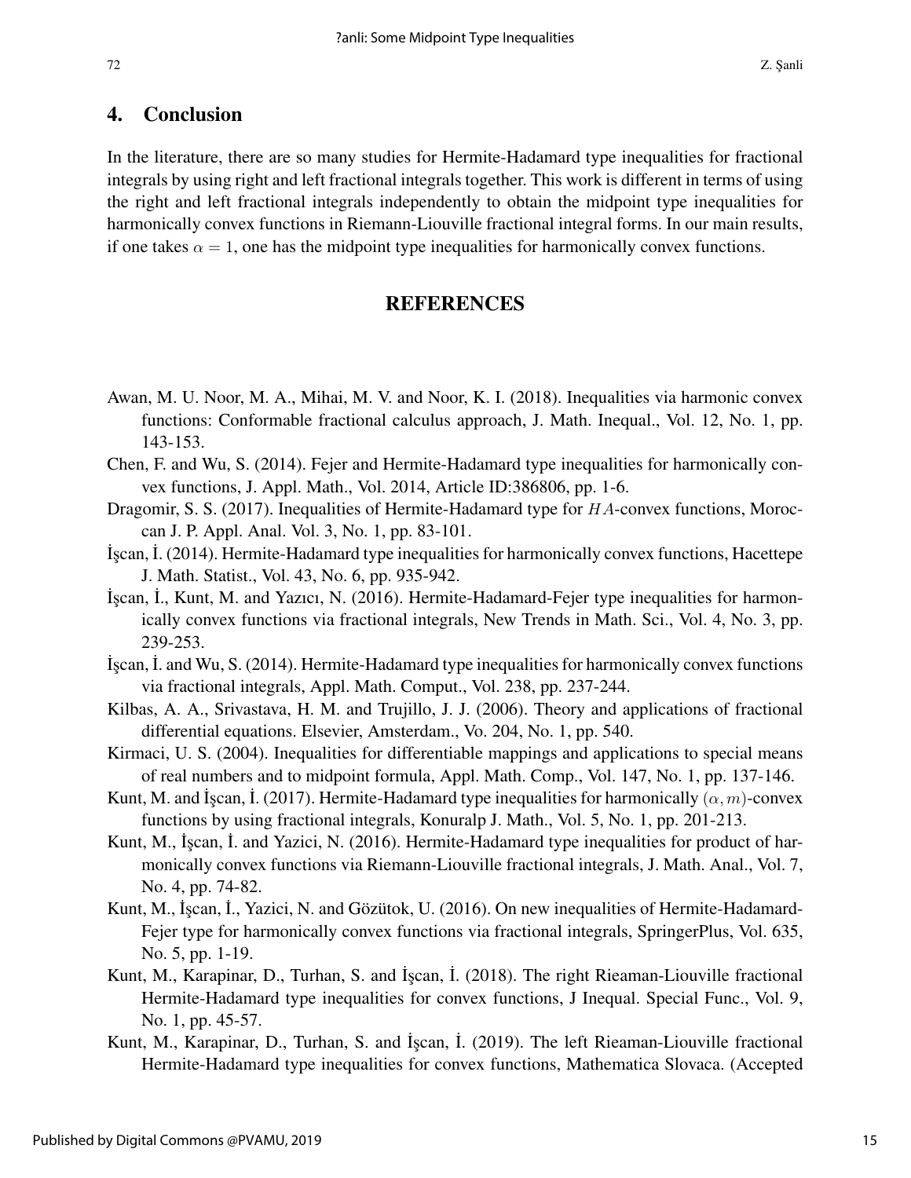## 4. Conclusion

In the literature, there are so many studies for Hermite-Hadamard type inequalities for fractional integrals by using right and left fractional integrals together. This work is different in terms of using the right and left fractional integrals independently to obtain the midpoint type inequalities for harmonically convex functions in Riemann-Liouville fractional integral forms. In our main results, if one takes $\alpha = 1$, one has the midpoint type inequalities for harmonically convex functions.

## REFERENCES

Awan, M. U. Noor, M. A., Mihai, M. V. and Noor, K. I. (2018). Inequalities via harmonic convex functions: Conformable fractional calculus approach, J. Math. Inequal., Vol. 12, No. 1, pp. 143-153.

Chen, F. and Wu, S. (2014). Fejer and Hermite-Hadamard type inequalities for harmonically convex functions, J. Appl. Math., Vol. 2014, Article ID:386806, pp. 1-6.

Dragomir, S. S. (2017). Inequalities of Hermite-Hadamard type for $HA$-convex functions, Moroccan J. P. Appl. Anal. Vol. 3, No. 1, pp. 83-101.

İşcan, İ. (2014). Hermite-Hadamard type inequalities for harmonically convex functions, Hacettepe J. Math. Statist., Vol. 43, No. 6, pp. 935-942.

İşcan, İ., Kunt, M. and Yazıcı, N. (2016). Hermite-Hadamard-Fejer type inequalities for harmonically convex functions via fractional integrals, New Trends in Math. Sci., Vol. 4, No. 3, pp. 239-253.

İşcan, İ. and Wu, S. (2014). Hermite-Hadamard type inequalities for harmonically convex functions via fractional integrals, Appl. Math. Comput., Vol. 238, pp. 237-244.

Kilbas, A. A., Srivastava, H. M. and Trujillo, J. J. (2006). Theory and applications of fractional differential equations. Elsevier, Amsterdam., Vo. 204, No. 1, pp. 540.

Kirmaci, U. S. (2004). Inequalities for differentiable mappings and applications to special means of real numbers and to midpoint formula, Appl. Math. Comp., Vol. 147, No. 1, pp. 137-146.

Kunt, M. and İşcan, İ. (2017). Hermite-Hadamard type inequalities for harmonically $(\alpha, m)$-convex functions by using fractional integrals, Konuralp J. Math., Vol. 5, No. 1, pp. 201-213.

Kunt, M., İşcan, İ. and Yazici, N. (2016). Hermite-Hadamard type inequalities for product of harmonically convex functions via Riemann-Liouville fractional integrals, J. Math. Anal., Vol. 7, No. 4, pp. 74-82.

Kunt, M., İşcan, İ., Yazici, N. and Gözütok, U. (2016). On new inequalities of Hermite-Hadamard-Fejer type for harmonically convex functions via fractional integrals, SpringerPlus, Vol. 635, No. 5, pp. 1-19.

Kunt, M., Karapinar, D., Turhan, S. and İşcan, İ. (2018). The right Rieaman-Liouville fractional Hermite-Hadamard type inequalities for convex functions, J Inequal. Special Func., Vol. 9, No. 1, pp. 45-57.

Kunt, M., Karapinar, D., Turhan, S. and İşcan, İ. (2019). The left Rieaman-Liouville fractional Hermite-Hadamard type inequalities for convex functions, Mathematica Slovaca. (Accepted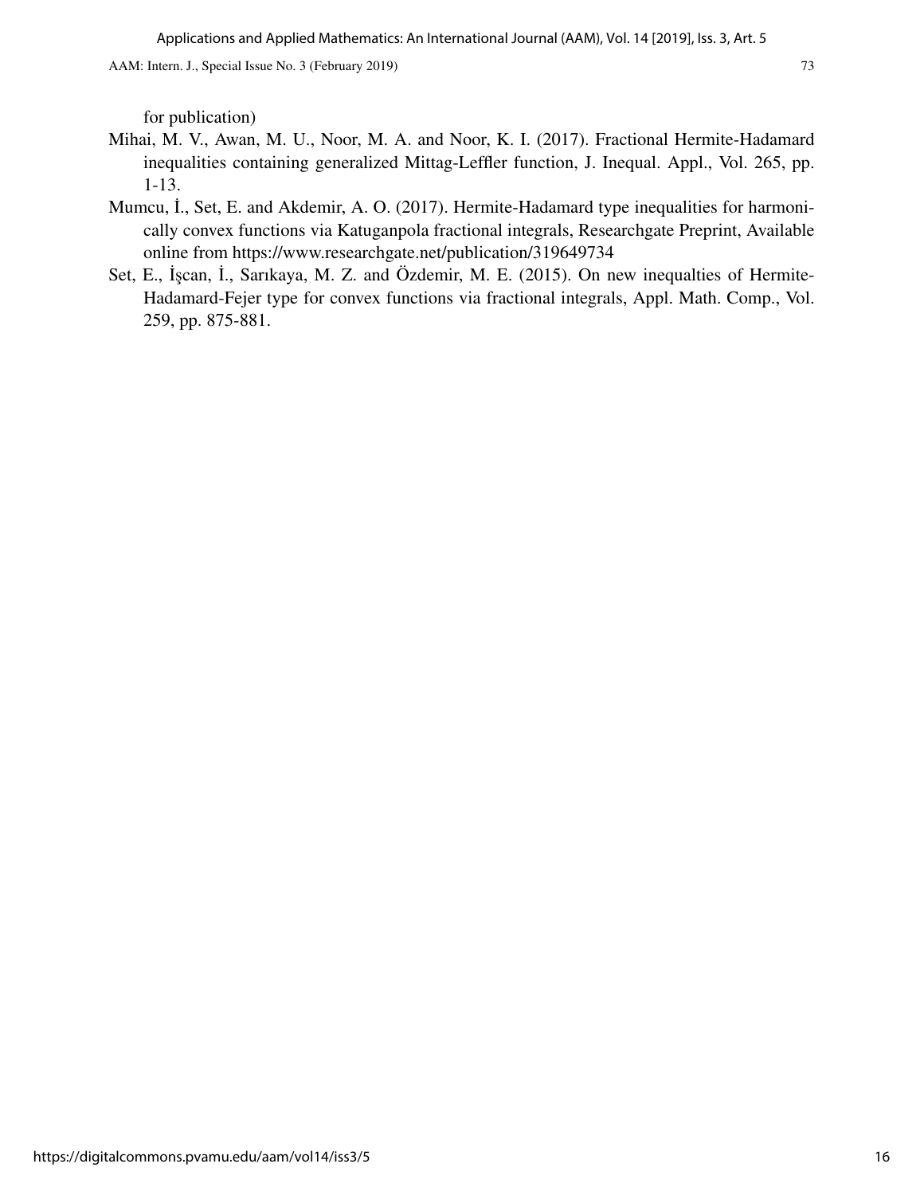for publication)

Mihai, M. V., Awan, M. U., Noor, M. A. and Noor, K. I. (2017). Fractional Hermite-Hadamard inequalities containing generalized Mittag-Leffler function, J. Inequal. Appl., Vol. 265, pp. 1-13.

Mumcu, İ., Set, E. and Akdemir, A. O. (2017). Hermite-Hadamard type inequalities for harmonically convex functions via Katuganpola fractional integrals, Researchgate Preprint, Available online from https://www.researchgate.net/publication/319649734

Set, E., İşcan, İ., Sarıkaya, M. Z. and Özdemir, M. E. (2015). On new inequalties of Hermite-Hadamard-Fejer type for convex functions via fractional integrals, Appl. Math. Comp., Vol. 259, pp. 875-881.